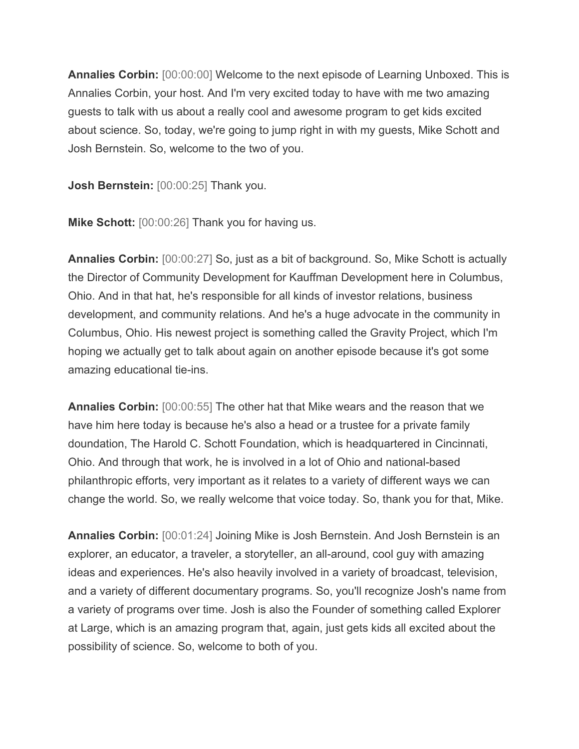**Annalies Corbin:** [00:00:00] Welcome to the next episode of Learning Unboxed. This is Annalies Corbin, your host. And I'm very excited today to have with me two amazing guests to talk with us about a really cool and awesome program to get kids excited about science. So, today, we're going to jump right in with my guests, Mike Schott and Josh Bernstein. So, welcome to the two of you.

**Josh Bernstein:** [00:00:25] Thank you.

**Mike Schott:** [00:00:26] Thank you for having us.

**Annalies Corbin:** [00:00:27] So, just as a bit of background. So, Mike Schott is actually the Director of Community Development for Kauffman Development here in Columbus, Ohio. And in that hat, he's responsible for all kinds of investor relations, business development, and community relations. And he's a huge advocate in the community in Columbus, Ohio. His newest project is something called the Gravity Project, which I'm hoping we actually get to talk about again on another episode because it's got some amazing educational tie-ins.

**Annalies Corbin:** [00:00:55] The other hat that Mike wears and the reason that we have him here today is because he's also a head or a trustee for a private family doundation, The Harold C. Schott Foundation, which is headquartered in Cincinnati, Ohio. And through that work, he is involved in a lot of Ohio and national-based philanthropic efforts, very important as it relates to a variety of different ways we can change the world. So, we really welcome that voice today. So, thank you for that, Mike.

**Annalies Corbin:** [00:01:24] Joining Mike is Josh Bernstein. And Josh Bernstein is an explorer, an educator, a traveler, a storyteller, an all-around, cool guy with amazing ideas and experiences. He's also heavily involved in a variety of broadcast, television, and a variety of different documentary programs. So, you'll recognize Josh's name from a variety of programs over time. Josh is also the Founder of something called Explorer at Large, which is an amazing program that, again, just gets kids all excited about the possibility of science. So, welcome to both of you.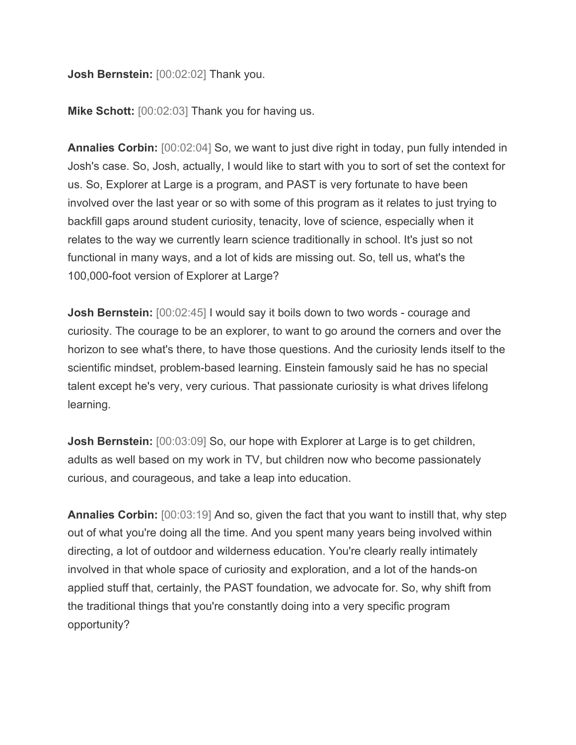**Josh Bernstein:** [00:02:02] Thank you.

**Mike Schott:** [00:02:03] Thank you for having us.

**Annalies Corbin:** [00:02:04] So, we want to just dive right in today, pun fully intended in Josh's case. So, Josh, actually, I would like to start with you to sort of set the context for us. So, Explorer at Large is a program, and PAST is very fortunate to have been involved over the last year or so with some of this program as it relates to just trying to backfill gaps around student curiosity, tenacity, love of science, especially when it relates to the way we currently learn science traditionally in school. It's just so not functional in many ways, and a lot of kids are missing out. So, tell us, what's the 100,000-foot version of Explorer at Large?

**Josh Bernstein:** [00:02:45] I would say it boils down to two words - courage and curiosity. The courage to be an explorer, to want to go around the corners and over the horizon to see what's there, to have those questions. And the curiosity lends itself to the scientific mindset, problem-based learning. Einstein famously said he has no special talent except he's very, very curious. That passionate curiosity is what drives lifelong learning.

**Josh Bernstein:** [00:03:09] So, our hope with Explorer at Large is to get children, adults as well based on my work in TV, but children now who become passionately curious, and courageous, and take a leap into education.

**Annalies Corbin:** [00:03:19] And so, given the fact that you want to instill that, why step out of what you're doing all the time. And you spent many years being involved within directing, a lot of outdoor and wilderness education. You're clearly really intimately involved in that whole space of curiosity and exploration, and a lot of the hands-on applied stuff that, certainly, the PAST foundation, we advocate for. So, why shift from the traditional things that you're constantly doing into a very specific program opportunity?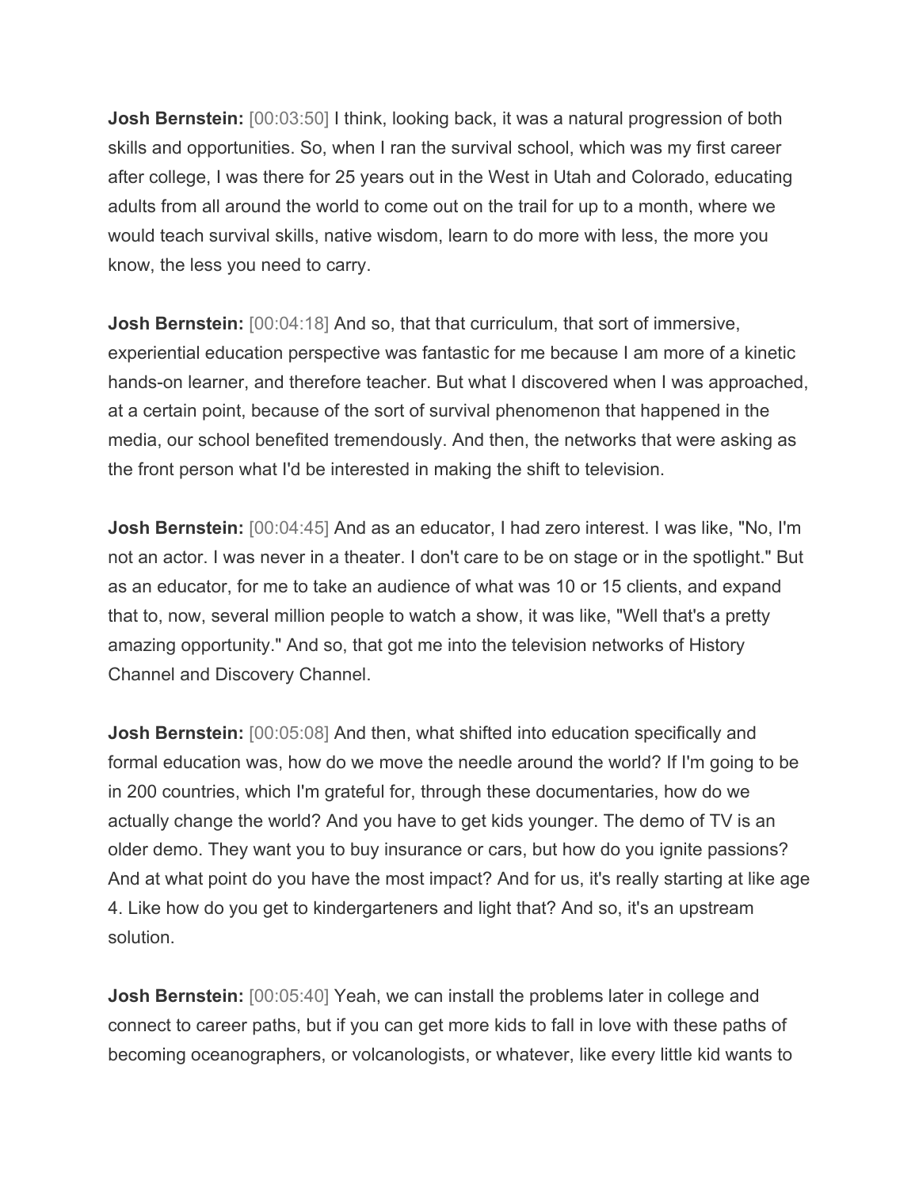**Josh Bernstein:** [00:03:50] I think, looking back, it was a natural progression of both skills and opportunities. So, when I ran the survival school, which was my first career after college, I was there for 25 years out in the West in Utah and Colorado, educating adults from all around the world to come out on the trail for up to a month, where we would teach survival skills, native wisdom, learn to do more with less, the more you know, the less you need to carry.

**Josh Bernstein:** [00:04:18] And so, that that curriculum, that sort of immersive, experiential education perspective was fantastic for me because I am more of a kinetic hands-on learner, and therefore teacher. But what I discovered when I was approached, at a certain point, because of the sort of survival phenomenon that happened in the media, our school benefited tremendously. And then, the networks that were asking as the front person what I'd be interested in making the shift to television.

**Josh Bernstein:** [00:04:45] And as an educator, I had zero interest. I was like, "No, I'm not an actor. I was never in a theater. I don't care to be on stage or in the spotlight." But as an educator, for me to take an audience of what was 10 or 15 clients, and expand that to, now, several million people to watch a show, it was like, "Well that's a pretty amazing opportunity." And so, that got me into the television networks of History Channel and Discovery Channel.

**Josh Bernstein:** [00:05:08] And then, what shifted into education specifically and formal education was, how do we move the needle around the world? If I'm going to be in 200 countries, which I'm grateful for, through these documentaries, how do we actually change the world? And you have to get kids younger. The demo of TV is an older demo. They want you to buy insurance or cars, but how do you ignite passions? And at what point do you have the most impact? And for us, it's really starting at like age 4. Like how do you get to kindergarteners and light that? And so, it's an upstream solution.

**Josh Bernstein:** [00:05:40] Yeah, we can install the problems later in college and connect to career paths, but if you can get more kids to fall in love with these paths of becoming oceanographers, or volcanologists, or whatever, like every little kid wants to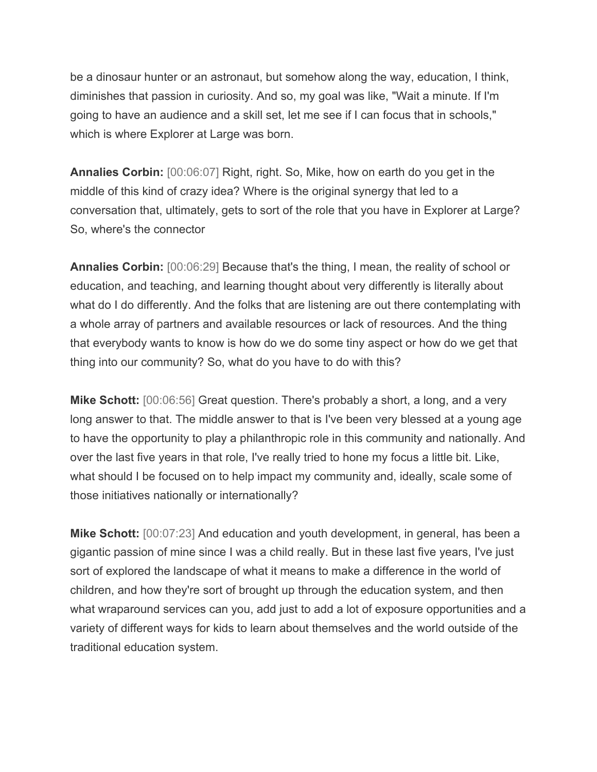be a dinosaur hunter or an astronaut, but somehow along the way, education, I think, diminishes that passion in curiosity. And so, my goal was like, "Wait a minute. If I'm going to have an audience and a skill set, let me see if I can focus that in schools," which is where Explorer at Large was born.

**Annalies Corbin:** [00:06:07] Right, right. So, Mike, how on earth do you get in the middle of this kind of crazy idea? Where is the original synergy that led to a conversation that, ultimately, gets to sort of the role that you have in Explorer at Large? So, where's the connector

**Annalies Corbin:** [00:06:29] Because that's the thing, I mean, the reality of school or education, and teaching, and learning thought about very differently is literally about what do I do differently. And the folks that are listening are out there contemplating with a whole array of partners and available resources or lack of resources. And the thing that everybody wants to know is how do we do some tiny aspect or how do we get that thing into our community? So, what do you have to do with this?

**Mike Schott:** [00:06:56] Great question. There's probably a short, a long, and a very long answer to that. The middle answer to that is I've been very blessed at a young age to have the opportunity to play a philanthropic role in this community and nationally. And over the last five years in that role, I've really tried to hone my focus a little bit. Like, what should I be focused on to help impact my community and, ideally, scale some of those initiatives nationally or internationally?

**Mike Schott:** [00:07:23] And education and youth development, in general, has been a gigantic passion of mine since I was a child really. But in these last five years, I've just sort of explored the landscape of what it means to make a difference in the world of children, and how they're sort of brought up through the education system, and then what wraparound services can you, add just to add a lot of exposure opportunities and a variety of different ways for kids to learn about themselves and the world outside of the traditional education system.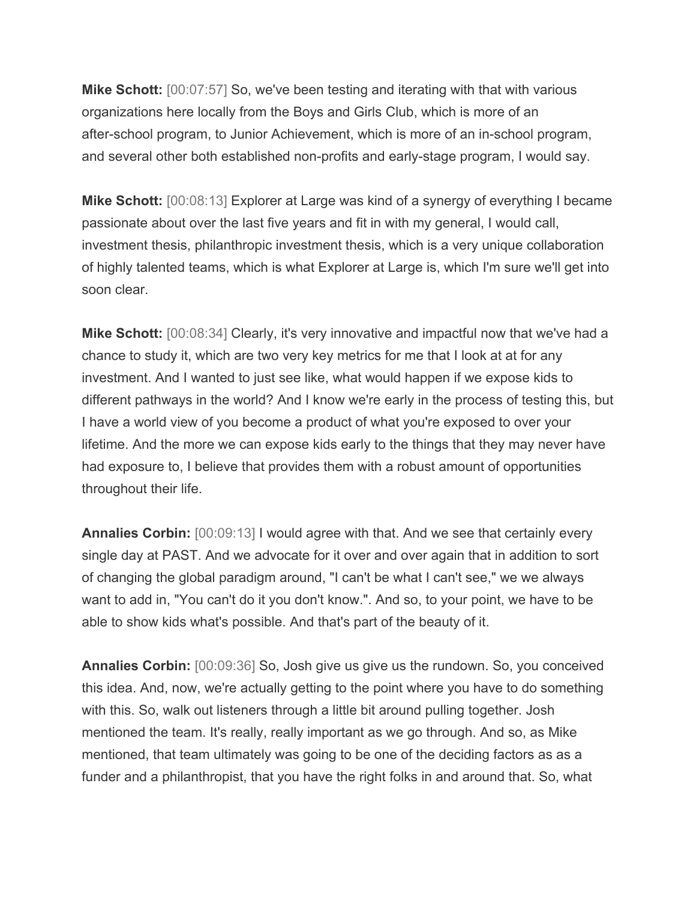**Mike Schott:** [00:07:57] So, we've been testing and iterating with that with various organizations here locally from the Boys and Girls Club, which is more of an after-school program, to Junior Achievement, which is more of an in-school program, and several other both established non-profits and early-stage program, I would say.

**Mike Schott:** [00:08:13] Explorer at Large was kind of a synergy of everything I became passionate about over the last five years and fit in with my general, I would call, investment thesis, philanthropic investment thesis, which is a very unique collaboration of highly talented teams, which is what Explorer at Large is, which I'm sure we'll get into soon clear.

**Mike Schott:** [00:08:34] Clearly, it's very innovative and impactful now that we've had a chance to study it, which are two very key metrics for me that I look at at for any investment. And I wanted to just see like, what would happen if we expose kids to different pathways in the world? And I know we're early in the process of testing this, but I have a world view of you become a product of what you're exposed to over your lifetime. And the more we can expose kids early to the things that they may never have had exposure to, I believe that provides them with a robust amount of opportunities throughout their life.

**Annalies Corbin:** [00:09:13] I would agree with that. And we see that certainly every single day at PAST. And we advocate for it over and over again that in addition to sort of changing the global paradigm around, "I can't be what I can't see," we we always want to add in, "You can't do it you don't know.". And so, to your point, we have to be able to show kids what's possible. And that's part of the beauty of it.

**Annalies Corbin:** [00:09:36] So, Josh give us give us the rundown. So, you conceived this idea. And, now, we're actually getting to the point where you have to do something with this. So, walk out listeners through a little bit around pulling together. Josh mentioned the team. It's really, really important as we go through. And so, as Mike mentioned, that team ultimately was going to be one of the deciding factors as as a funder and a philanthropist, that you have the right folks in and around that. So, what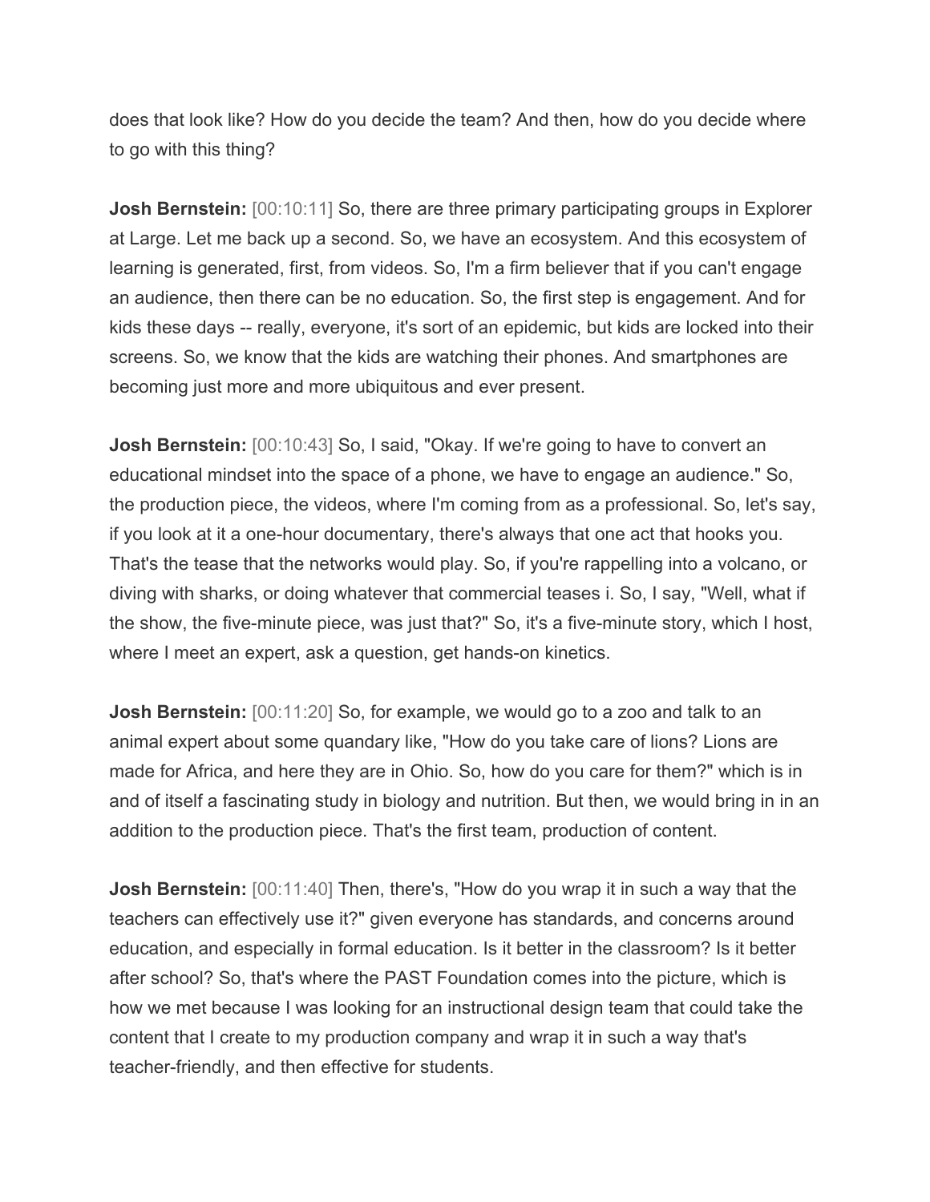does that look like? How do you decide the team? And then, how do you decide where to go with this thing?

**Josh Bernstein:** [00:10:11] So, there are three primary participating groups in Explorer at Large. Let me back up a second. So, we have an ecosystem. And this ecosystem of learning is generated, first, from videos. So, I'm a firm believer that if you can't engage an audience, then there can be no education. So, the first step is engagement. And for kids these days -- really, everyone, it's sort of an epidemic, but kids are locked into their screens. So, we know that the kids are watching their phones. And smartphones are becoming just more and more ubiquitous and ever present.

**Josh Bernstein:** [00:10:43] So, I said, "Okay. If we're going to have to convert an educational mindset into the space of a phone, we have to engage an audience." So, the production piece, the videos, where I'm coming from as a professional. So, let's say, if you look at it a one-hour documentary, there's always that one act that hooks you. That's the tease that the networks would play. So, if you're rappelling into a volcano, or diving with sharks, or doing whatever that commercial teases i. So, I say, "Well, what if the show, the five-minute piece, was just that?" So, it's a five-minute story, which I host, where I meet an expert, ask a question, get hands-on kinetics.

**Josh Bernstein:** [00:11:20] So, for example, we would go to a zoo and talk to an animal expert about some quandary like, "How do you take care of lions? Lions are made for Africa, and here they are in Ohio. So, how do you care for them?" which is in and of itself a fascinating study in biology and nutrition. But then, we would bring in in an addition to the production piece. That's the first team, production of content.

**Josh Bernstein:** [00:11:40] Then, there's, "How do you wrap it in such a way that the teachers can effectively use it?" given everyone has standards, and concerns around education, and especially in formal education. Is it better in the classroom? Is it better after school? So, that's where the PAST Foundation comes into the picture, which is how we met because I was looking for an instructional design team that could take the content that I create to my production company and wrap it in such a way that's teacher-friendly, and then effective for students.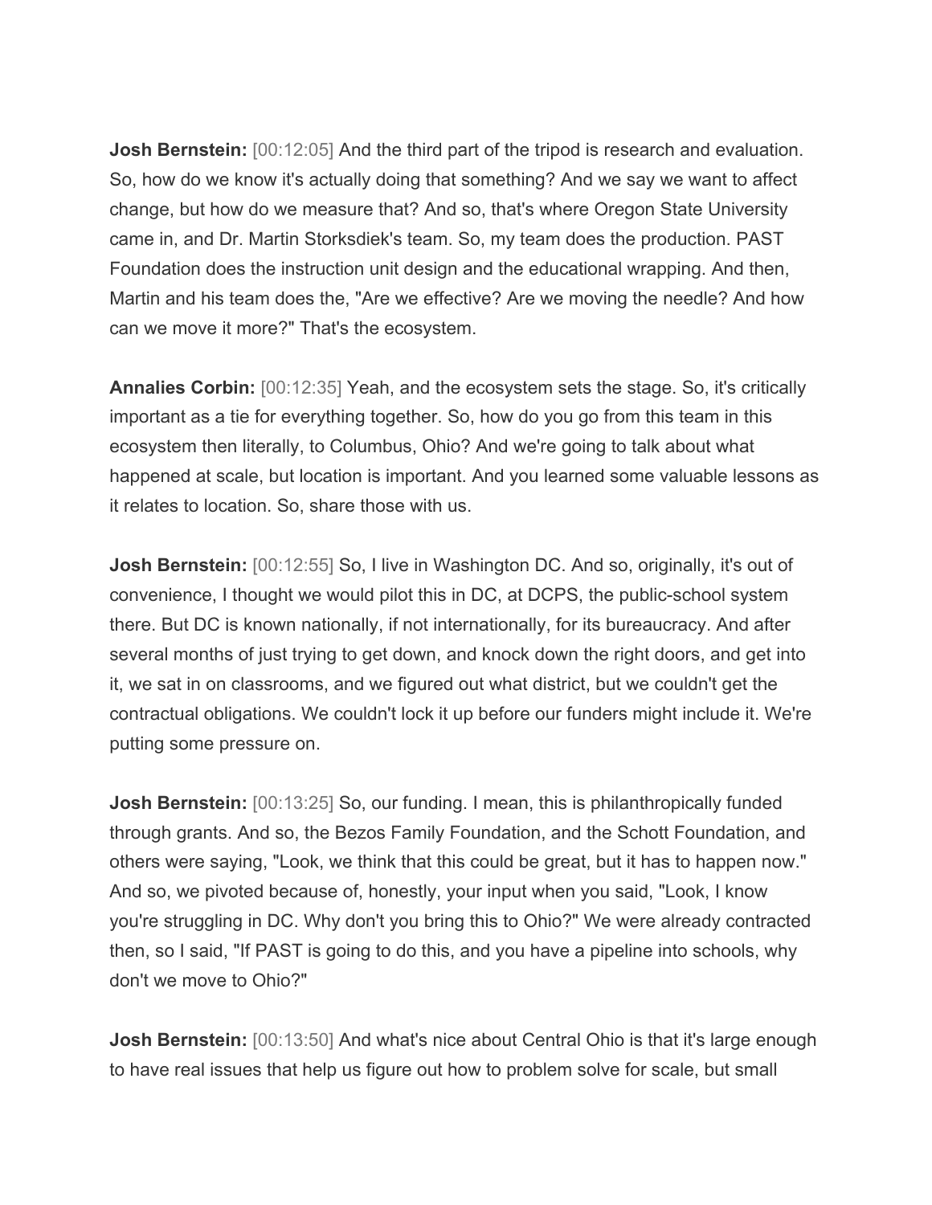**Josh Bernstein:** [00:12:05] And the third part of the tripod is research and evaluation. So, how do we know it's actually doing that something? And we say we want to affect change, but how do we measure that? And so, that's where Oregon State University came in, and Dr. Martin Storksdiek's team. So, my team does the production. PAST Foundation does the instruction unit design and the educational wrapping. And then, Martin and his team does the, "Are we effective? Are we moving the needle? And how can we move it more?" That's the ecosystem.

**Annalies Corbin:** [00:12:35] Yeah, and the ecosystem sets the stage. So, it's critically important as a tie for everything together. So, how do you go from this team in this ecosystem then literally, to Columbus, Ohio? And we're going to talk about what happened at scale, but location is important. And you learned some valuable lessons as it relates to location. So, share those with us.

**Josh Bernstein:** [00:12:55] So, I live in Washington DC. And so, originally, it's out of convenience, I thought we would pilot this in DC, at DCPS, the public-school system there. But DC is known nationally, if not internationally, for its bureaucracy. And after several months of just trying to get down, and knock down the right doors, and get into it, we sat in on classrooms, and we figured out what district, but we couldn't get the contractual obligations. We couldn't lock it up before our funders might include it. We're putting some pressure on.

**Josh Bernstein:** [00:13:25] So, our funding. I mean, this is philanthropically funded through grants. And so, the Bezos Family Foundation, and the Schott Foundation, and others were saying, "Look, we think that this could be great, but it has to happen now." And so, we pivoted because of, honestly, your input when you said, "Look, I know you're struggling in DC. Why don't you bring this to Ohio?" We were already contracted then, so I said, "If PAST is going to do this, and you have a pipeline into schools, why don't we move to Ohio?"

**Josh Bernstein:** [00:13:50] And what's nice about Central Ohio is that it's large enough to have real issues that help us figure out how to problem solve for scale, but small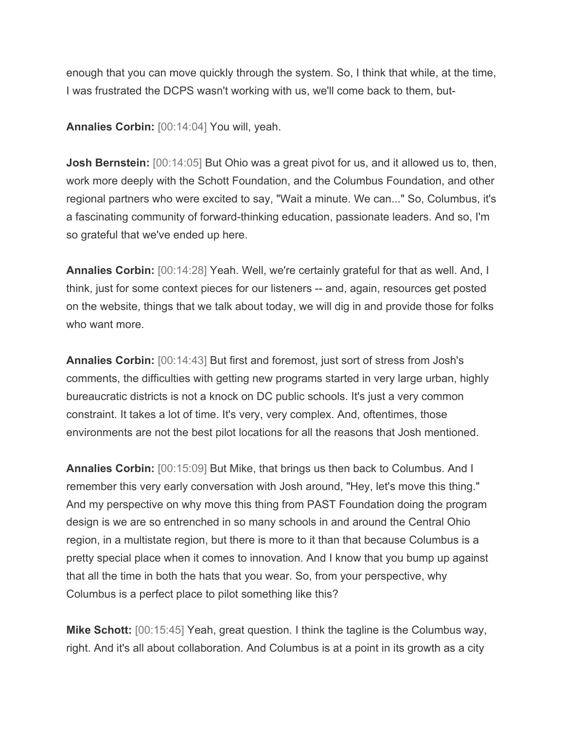enough that you can move quickly through the system. So, I think that while, at the time, I was frustrated the DCPS wasn't working with us, we'll come back to them, but-

**Annalies Corbin:** [00:14:04] You will, yeah.

**Josh Bernstein:** [00:14:05] But Ohio was a great pivot for us, and it allowed us to, then, work more deeply with the Schott Foundation, and the Columbus Foundation, and other regional partners who were excited to say, "Wait a minute. We can..." So, Columbus, it's a fascinating community of forward-thinking education, passionate leaders. And so, I'm so grateful that we've ended up here.

**Annalies Corbin:** [00:14:28] Yeah. Well, we're certainly grateful for that as well. And, I think, just for some context pieces for our listeners -- and, again, resources get posted on the website, things that we talk about today, we will dig in and provide those for folks who want more.

**Annalies Corbin:** [00:14:43] But first and foremost, just sort of stress from Josh's comments, the difficulties with getting new programs started in very large urban, highly bureaucratic districts is not a knock on DC public schools. It's just a very common constraint. It takes a lot of time. It's very, very complex. And, oftentimes, those environments are not the best pilot locations for all the reasons that Josh mentioned.

**Annalies Corbin:** [00:15:09] But Mike, that brings us then back to Columbus. And I remember this very early conversation with Josh around, "Hey, let's move this thing." And my perspective on why move this thing from PAST Foundation doing the program design is we are so entrenched in so many schools in and around the Central Ohio region, in a multistate region, but there is more to it than that because Columbus is a pretty special place when it comes to innovation. And I know that you bump up against that all the time in both the hats that you wear. So, from your perspective, why Columbus is a perfect place to pilot something like this?

**Mike Schott:** [00:15:45] Yeah, great question. I think the tagline is the Columbus way, right. And it's all about collaboration. And Columbus is at a point in its growth as a city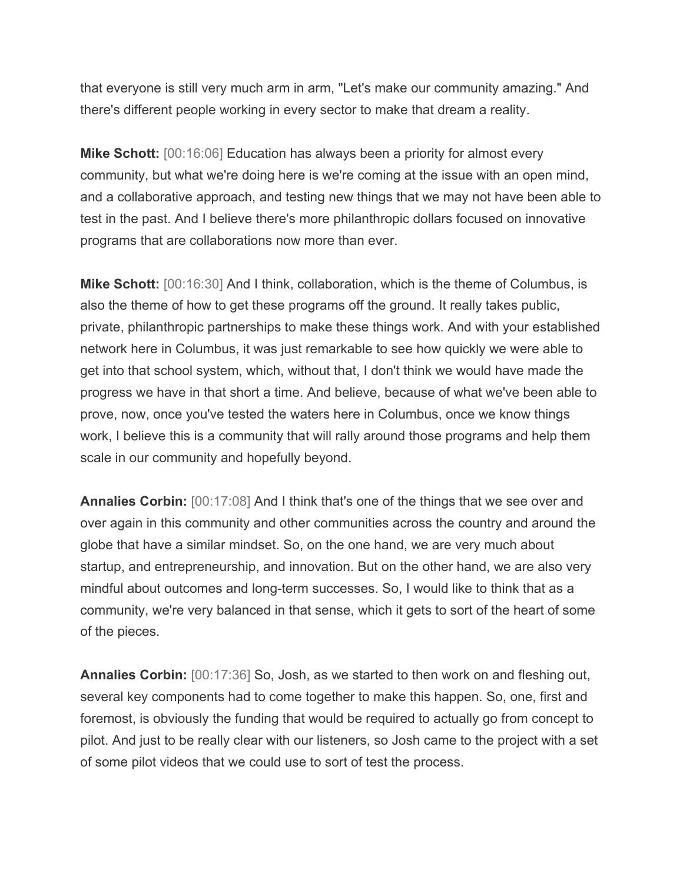that everyone is still very much arm in arm, "Let's make our community amazing." And there's different people working in every sector to make that dream a reality.

**Mike Schott:** [00:16:06] Education has always been a priority for almost every community, but what we're doing here is we're coming at the issue with an open mind, and a collaborative approach, and testing new things that we may not have been able to test in the past. And I believe there's more philanthropic dollars focused on innovative programs that are collaborations now more than ever.

**Mike Schott:** [00:16:30] And I think, collaboration, which is the theme of Columbus, is also the theme of how to get these programs off the ground. It really takes public, private, philanthropic partnerships to make these things work. And with your established network here in Columbus, it was just remarkable to see how quickly we were able to get into that school system, which, without that, I don't think we would have made the progress we have in that short a time. And believe, because of what we've been able to prove, now, once you've tested the waters here in Columbus, once we know things work, I believe this is a community that will rally around those programs and help them scale in our community and hopefully beyond.

**Annalies Corbin:** [00:17:08] And I think that's one of the things that we see over and over again in this community and other communities across the country and around the globe that have a similar mindset. So, on the one hand, we are very much about startup, and entrepreneurship, and innovation. But on the other hand, we are also very mindful about outcomes and long-term successes. So, I would like to think that as a community, we're very balanced in that sense, which it gets to sort of the heart of some of the pieces.

**Annalies Corbin:** [00:17:36] So, Josh, as we started to then work on and fleshing out, several key components had to come together to make this happen. So, one, first and foremost, is obviously the funding that would be required to actually go from concept to pilot. And just to be really clear with our listeners, so Josh came to the project with a set of some pilot videos that we could use to sort of test the process.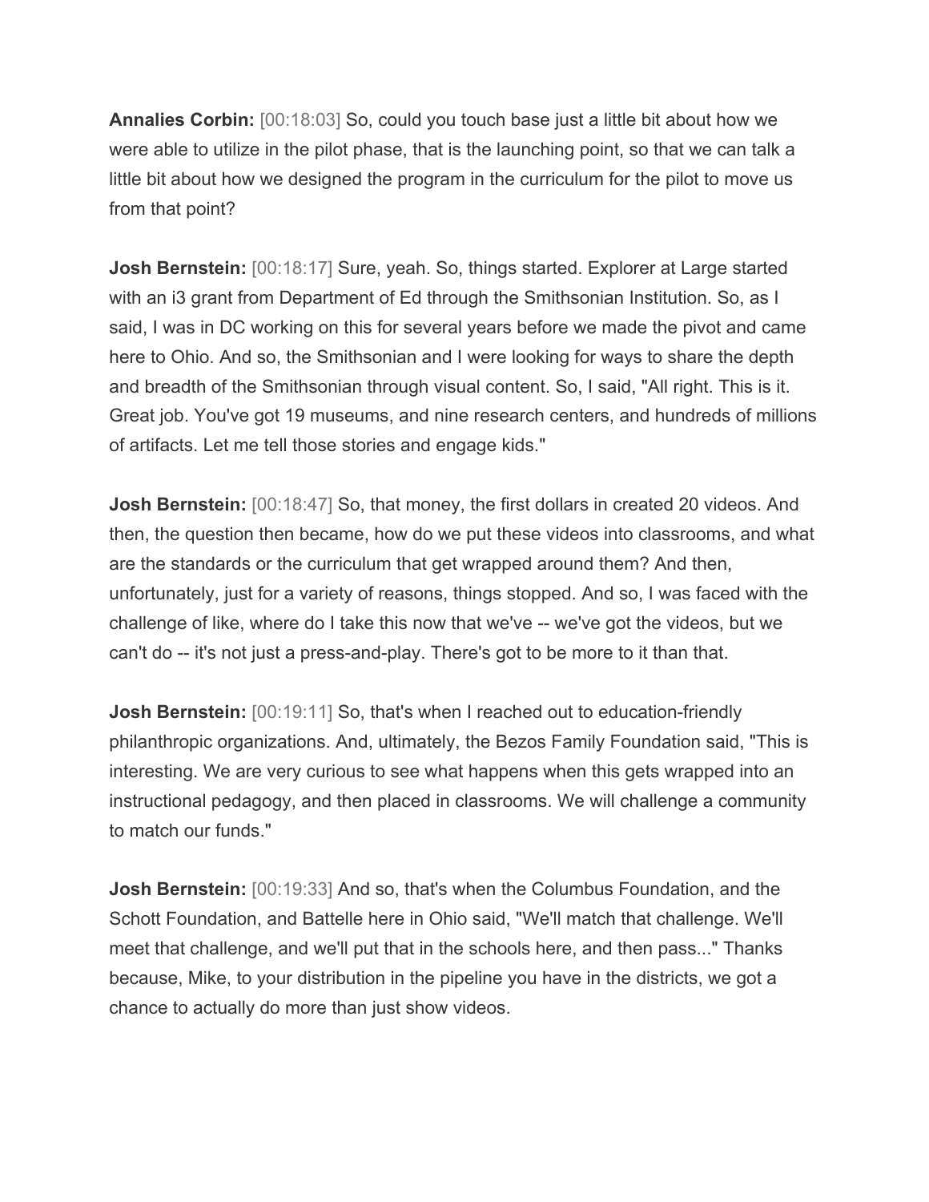**Annalies Corbin:** [00:18:03] So, could you touch base just a little bit about how we were able to utilize in the pilot phase, that is the launching point, so that we can talk a little bit about how we designed the program in the curriculum for the pilot to move us from that point?

**Josh Bernstein:** [00:18:17] Sure, yeah. So, things started. Explorer at Large started with an i3 grant from Department of Ed through the Smithsonian Institution. So, as I said, I was in DC working on this for several years before we made the pivot and came here to Ohio. And so, the Smithsonian and I were looking for ways to share the depth and breadth of the Smithsonian through visual content. So, I said, "All right. This is it. Great job. You've got 19 museums, and nine research centers, and hundreds of millions of artifacts. Let me tell those stories and engage kids."

**Josh Bernstein:** [00:18:47] So, that money, the first dollars in created 20 videos. And then, the question then became, how do we put these videos into classrooms, and what are the standards or the curriculum that get wrapped around them? And then, unfortunately, just for a variety of reasons, things stopped. And so, I was faced with the challenge of like, where do I take this now that we've -- we've got the videos, but we can't do -- it's not just a press-and-play. There's got to be more to it than that.

**Josh Bernstein:** [00:19:11] So, that's when I reached out to education-friendly philanthropic organizations. And, ultimately, the Bezos Family Foundation said, "This is interesting. We are very curious to see what happens when this gets wrapped into an instructional pedagogy, and then placed in classrooms. We will challenge a community to match our funds."

**Josh Bernstein:** [00:19:33] And so, that's when the Columbus Foundation, and the Schott Foundation, and Battelle here in Ohio said, "We'll match that challenge. We'll meet that challenge, and we'll put that in the schools here, and then pass..." Thanks because, Mike, to your distribution in the pipeline you have in the districts, we got a chance to actually do more than just show videos.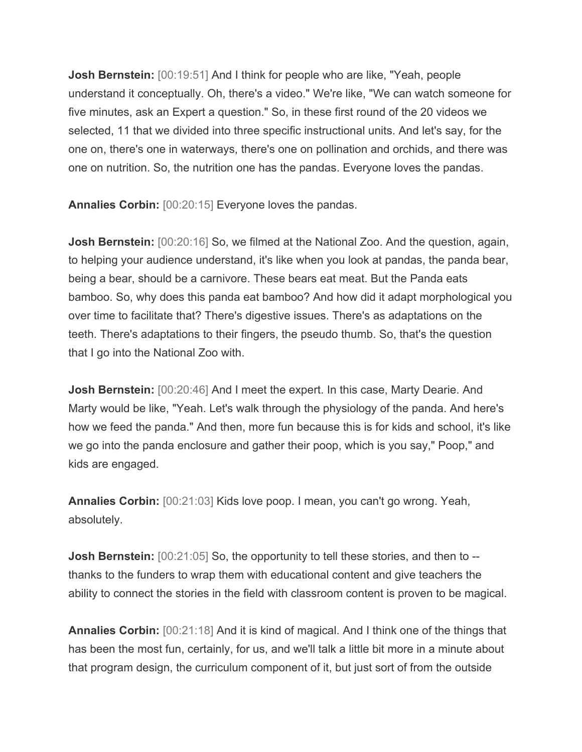**Josh Bernstein:** [00:19:51] And I think for people who are like, "Yeah, people understand it conceptually. Oh, there's a video." We're like, "We can watch someone for five minutes, ask an Expert a question." So, in these first round of the 20 videos we selected, 11 that we divided into three specific instructional units. And let's say, for the one on, there's one in waterways, there's one on pollination and orchids, and there was one on nutrition. So, the nutrition one has the pandas. Everyone loves the pandas.

**Annalies Corbin:** [00:20:15] Everyone loves the pandas.

**Josh Bernstein:** [00:20:16] So, we filmed at the National Zoo. And the question, again, to helping your audience understand, it's like when you look at pandas, the panda bear, being a bear, should be a carnivore. These bears eat meat. But the Panda eats bamboo. So, why does this panda eat bamboo? And how did it adapt morphological you over time to facilitate that? There's digestive issues. There's as adaptations on the teeth. There's adaptations to their fingers, the pseudo thumb. So, that's the question that I go into the National Zoo with.

**Josh Bernstein:** [00:20:46] And I meet the expert. In this case, Marty Dearie. And Marty would be like, "Yeah. Let's walk through the physiology of the panda. And here's how we feed the panda." And then, more fun because this is for kids and school, it's like we go into the panda enclosure and gather their poop, which is you say," Poop," and kids are engaged.

**Annalies Corbin:** [00:21:03] Kids love poop. I mean, you can't go wrong. Yeah, absolutely.

**Josh Bernstein:** [00:21:05] So, the opportunity to tell these stories, and then to -- thanks to the funders to wrap them with educational content and give teachers the ability to connect the stories in the field with classroom content is proven to be magical.

**Annalies Corbin:** [00:21:18] And it is kind of magical. And I think one of the things that has been the most fun, certainly, for us, and we'll talk a little bit more in a minute about that program design, the curriculum component of it, but just sort of from the outside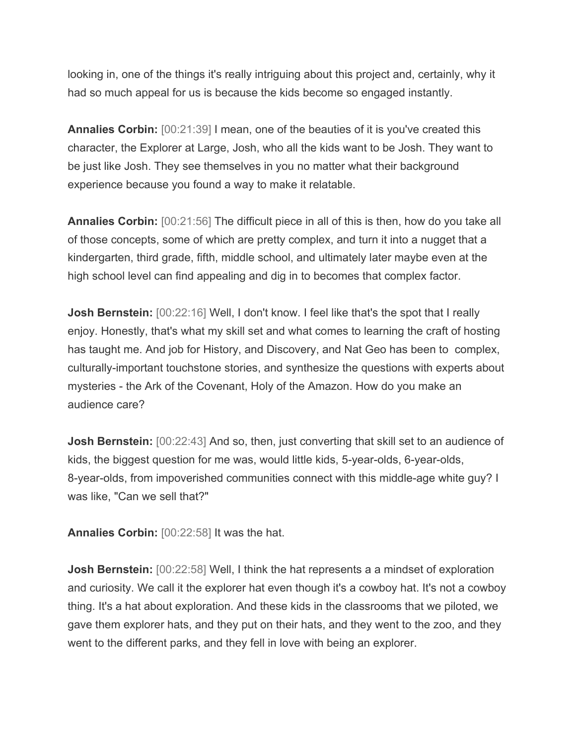looking in, one of the things it's really intriguing about this project and, certainly, why it had so much appeal for us is because the kids become so engaged instantly.

**Annalies Corbin:** [00:21:39] I mean, one of the beauties of it is you've created this character, the Explorer at Large, Josh, who all the kids want to be Josh. They want to be just like Josh. They see themselves in you no matter what their background experience because you found a way to make it relatable.

**Annalies Corbin:** [00:21:56] The difficult piece in all of this is then, how do you take all of those concepts, some of which are pretty complex, and turn it into a nugget that a kindergarten, third grade, fifth, middle school, and ultimately later maybe even at the high school level can find appealing and dig in to becomes that complex factor.

**Josh Bernstein:** [00:22:16] Well, I don't know. I feel like that's the spot that I really enjoy. Honestly, that's what my skill set and what comes to learning the craft of hosting has taught me. And job for History, and Discovery, and Nat Geo has been to complex, culturally-important touchstone stories, and synthesize the questions with experts about mysteries - the Ark of the Covenant, Holy of the Amazon. How do you make an audience care?

**Josh Bernstein:** [00:22:43] And so, then, just converting that skill set to an audience of kids, the biggest question for me was, would little kids, 5-year-olds, 6-year-olds, 8-year-olds, from impoverished communities connect with this middle-age white guy? I was like, "Can we sell that?"

**Annalies Corbin:** [00:22:58] It was the hat.

**Josh Bernstein:** [00:22:58] Well, I think the hat represents a a mindset of exploration and curiosity. We call it the explorer hat even though it's a cowboy hat. It's not a cowboy thing. It's a hat about exploration. And these kids in the classrooms that we piloted, we gave them explorer hats, and they put on their hats, and they went to the zoo, and they went to the different parks, and they fell in love with being an explorer.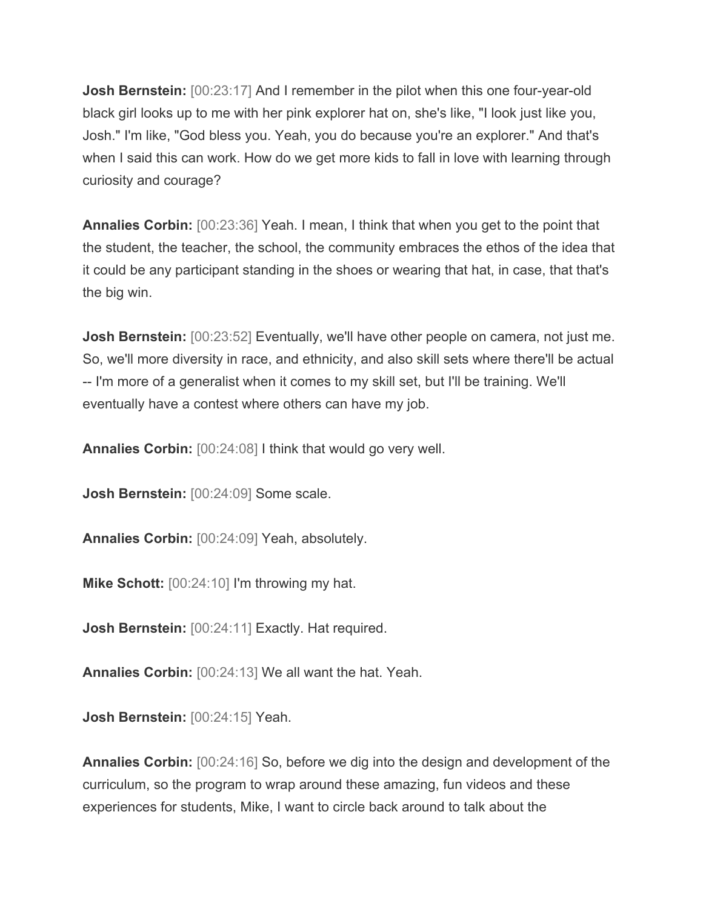**Josh Bernstein:** [00:23:17] And I remember in the pilot when this one four-year-old black girl looks up to me with her pink explorer hat on, she's like, "I look just like you, Josh." I'm like, "God bless you. Yeah, you do because you're an explorer." And that's when I said this can work. How do we get more kids to fall in love with learning through curiosity and courage?

**Annalies Corbin:** [00:23:36] Yeah. I mean, I think that when you get to the point that the student, the teacher, the school, the community embraces the ethos of the idea that it could be any participant standing in the shoes or wearing that hat, in case, that that's the big win.

**Josh Bernstein:** [00:23:52] Eventually, we'll have other people on camera, not just me. So, we'll more diversity in race, and ethnicity, and also skill sets where there'll be actual -- I'm more of a generalist when it comes to my skill set, but I'll be training. We'll eventually have a contest where others can have my job.

**Annalies Corbin:** [00:24:08] I think that would go very well.

**Josh Bernstein:** [00:24:09] Some scale.

**Annalies Corbin:** [00:24:09] Yeah, absolutely.

**Mike Schott:** [00:24:10] I'm throwing my hat.

**Josh Bernstein:** [00:24:11] Exactly. Hat required.

**Annalies Corbin:** [00:24:13] We all want the hat. Yeah.

**Josh Bernstein:** [00:24:15] Yeah.

**Annalies Corbin:** [00:24:16] So, before we dig into the design and development of the curriculum, so the program to wrap around these amazing, fun videos and these experiences for students, Mike, I want to circle back around to talk about the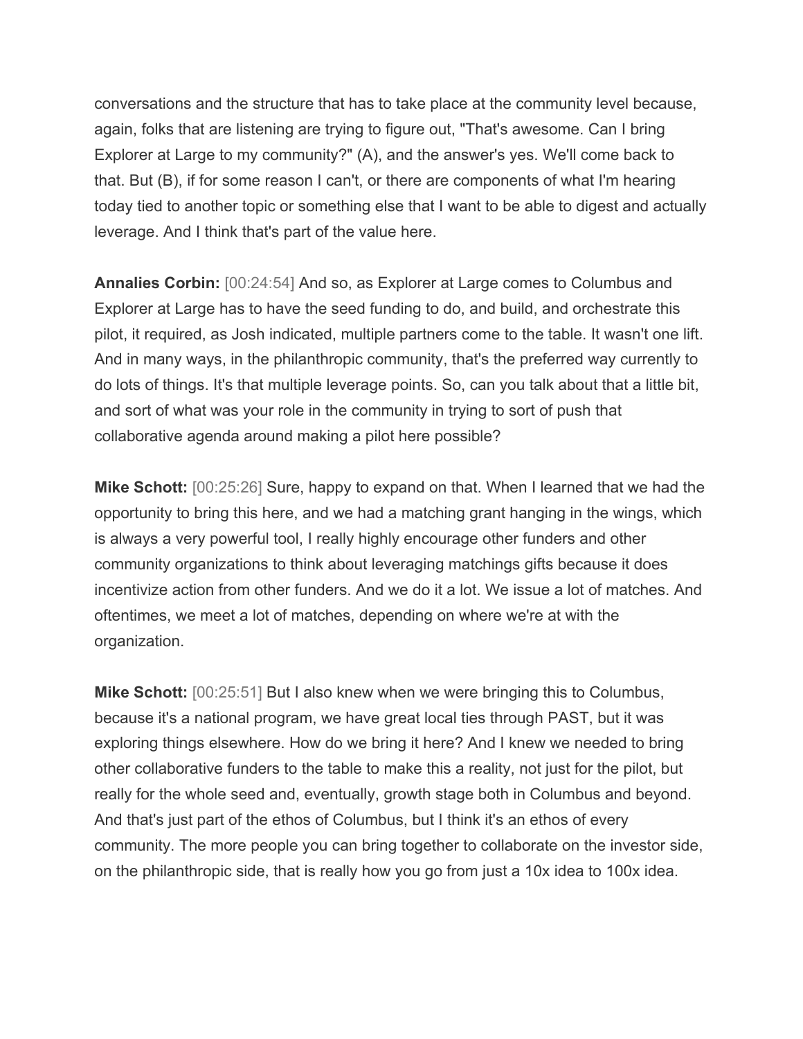conversations and the structure that has to take place at the community level because, again, folks that are listening are trying to figure out, "That's awesome. Can I bring Explorer at Large to my community?" (A), and the answer's yes. We'll come back to that. But (B), if for some reason I can't, or there are components of what I'm hearing today tied to another topic or something else that I want to be able to digest and actually leverage. And I think that's part of the value here.

**Annalies Corbin:** [00:24:54] And so, as Explorer at Large comes to Columbus and Explorer at Large has to have the seed funding to do, and build, and orchestrate this pilot, it required, as Josh indicated, multiple partners come to the table. It wasn't one lift. And in many ways, in the philanthropic community, that's the preferred way currently to do lots of things. It's that multiple leverage points. So, can you talk about that a little bit, and sort of what was your role in the community in trying to sort of push that collaborative agenda around making a pilot here possible?

**Mike Schott:** [00:25:26] Sure, happy to expand on that. When I learned that we had the opportunity to bring this here, and we had a matching grant hanging in the wings, which is always a very powerful tool, I really highly encourage other funders and other community organizations to think about leveraging matchings gifts because it does incentivize action from other funders. And we do it a lot. We issue a lot of matches. And oftentimes, we meet a lot of matches, depending on where we're at with the organization.

**Mike Schott:** [00:25:51] But I also knew when we were bringing this to Columbus, because it's a national program, we have great local ties through PAST, but it was exploring things elsewhere. How do we bring it here? And I knew we needed to bring other collaborative funders to the table to make this a reality, not just for the pilot, but really for the whole seed and, eventually, growth stage both in Columbus and beyond. And that's just part of the ethos of Columbus, but I think it's an ethos of every community. The more people you can bring together to collaborate on the investor side, on the philanthropic side, that is really how you go from just a 10x idea to 100x idea.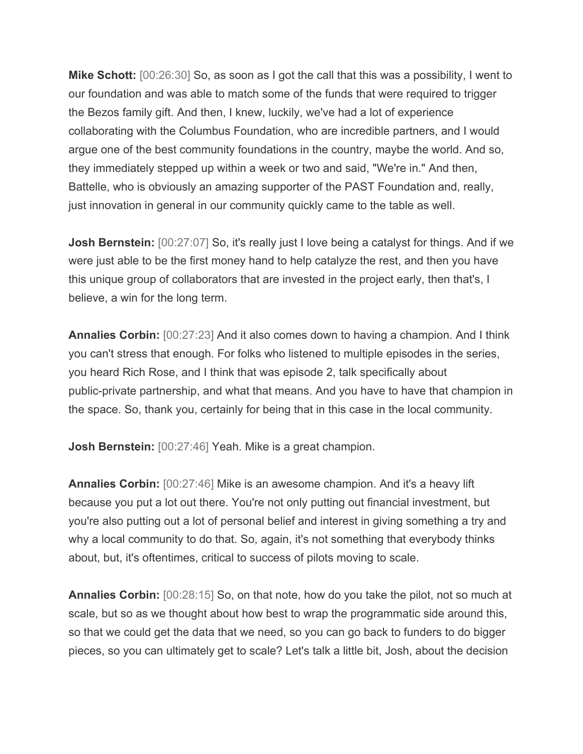**Mike Schott:** [00:26:30] So, as soon as I got the call that this was a possibility, I went to our foundation and was able to match some of the funds that were required to trigger the Bezos family gift. And then, I knew, luckily, we've had a lot of experience collaborating with the Columbus Foundation, who are incredible partners, and I would argue one of the best community foundations in the country, maybe the world. And so, they immediately stepped up within a week or two and said, "We're in." And then, Battelle, who is obviously an amazing supporter of the PAST Foundation and, really, just innovation in general in our community quickly came to the table as well.

**Josh Bernstein:** [00:27:07] So, it's really just I love being a catalyst for things. And if we were just able to be the first money hand to help catalyze the rest, and then you have this unique group of collaborators that are invested in the project early, then that's, I believe, a win for the long term.

**Annalies Corbin:** [00:27:23] And it also comes down to having a champion. And I think you can't stress that enough. For folks who listened to multiple episodes in the series, you heard Rich Rose, and I think that was episode 2, talk specifically about public-private partnership, and what that means. And you have to have that champion in the space. So, thank you, certainly for being that in this case in the local community.

**Josh Bernstein:** [00:27:46] Yeah. Mike is a great champion.

**Annalies Corbin:** [00:27:46] Mike is an awesome champion. And it's a heavy lift because you put a lot out there. You're not only putting out financial investment, but you're also putting out a lot of personal belief and interest in giving something a try and why a local community to do that. So, again, it's not something that everybody thinks about, but, it's oftentimes, critical to success of pilots moving to scale.

**Annalies Corbin:** [00:28:15] So, on that note, how do you take the pilot, not so much at scale, but so as we thought about how best to wrap the programmatic side around this, so that we could get the data that we need, so you can go back to funders to do bigger pieces, so you can ultimately get to scale? Let's talk a little bit, Josh, about the decision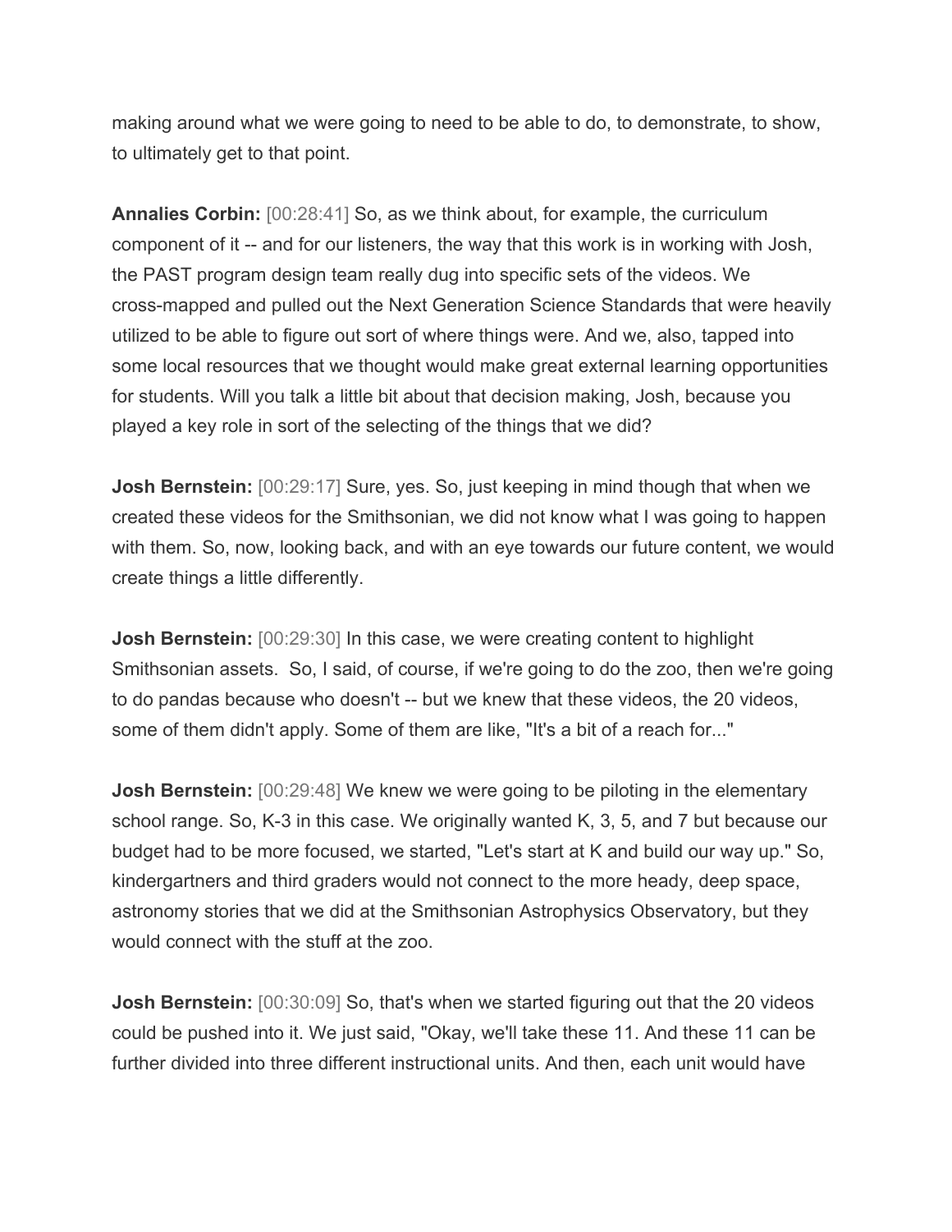making around what we were going to need to be able to do, to demonstrate, to show, to ultimately get to that point.

**Annalies Corbin:** [00:28:41] So, as we think about, for example, the curriculum component of it -- and for our listeners, the way that this work is in working with Josh, the PAST program design team really dug into specific sets of the videos. We cross-mapped and pulled out the Next Generation Science Standards that were heavily utilized to be able to figure out sort of where things were. And we, also, tapped into some local resources that we thought would make great external learning opportunities for students. Will you talk a little bit about that decision making, Josh, because you played a key role in sort of the selecting of the things that we did?

**Josh Bernstein:** [00:29:17] Sure, yes. So, just keeping in mind though that when we created these videos for the Smithsonian, we did not know what I was going to happen with them. So, now, looking back, and with an eye towards our future content, we would create things a little differently.

**Josh Bernstein:** [00:29:30] In this case, we were creating content to highlight Smithsonian assets. So, I said, of course, if we're going to do the zoo, then we're going to do pandas because who doesn't -- but we knew that these videos, the 20 videos, some of them didn't apply. Some of them are like, "It's a bit of a reach for..."

**Josh Bernstein:** [00:29:48] We knew we were going to be piloting in the elementary school range. So, K-3 in this case. We originally wanted K, 3, 5, and 7 but because our budget had to be more focused, we started, "Let's start at K and build our way up." So, kindergartners and third graders would not connect to the more heady, deep space, astronomy stories that we did at the Smithsonian Astrophysics Observatory, but they would connect with the stuff at the zoo.

**Josh Bernstein:** [00:30:09] So, that's when we started figuring out that the 20 videos could be pushed into it. We just said, "Okay, we'll take these 11. And these 11 can be further divided into three different instructional units. And then, each unit would have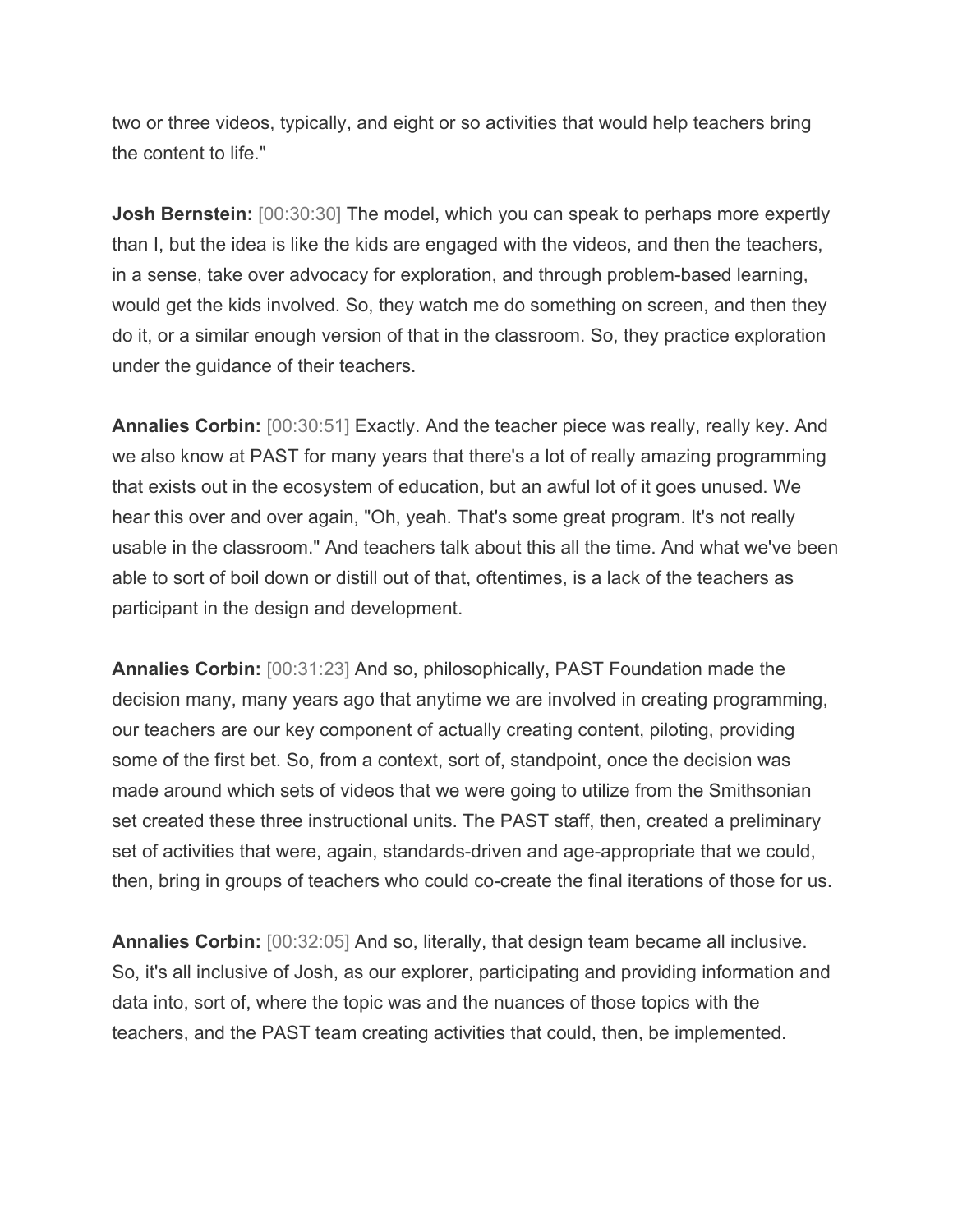two or three videos, typically, and eight or so activities that would help teachers bring the content to life."

**Josh Bernstein:** [00:30:30] The model, which you can speak to perhaps more expertly than I, but the idea is like the kids are engaged with the videos, and then the teachers, in a sense, take over advocacy for exploration, and through problem-based learning, would get the kids involved. So, they watch me do something on screen, and then they do it, or a similar enough version of that in the classroom. So, they practice exploration under the guidance of their teachers.

**Annalies Corbin:** [00:30:51] Exactly. And the teacher piece was really, really key. And we also know at PAST for many years that there's a lot of really amazing programming that exists out in the ecosystem of education, but an awful lot of it goes unused. We hear this over and over again, "Oh, yeah. That's some great program. It's not really usable in the classroom." And teachers talk about this all the time. And what we've been able to sort of boil down or distill out of that, oftentimes, is a lack of the teachers as participant in the design and development.

**Annalies Corbin:** [00:31:23] And so, philosophically, PAST Foundation made the decision many, many years ago that anytime we are involved in creating programming, our teachers are our key component of actually creating content, piloting, providing some of the first bet. So, from a context, sort of, standpoint, once the decision was made around which sets of videos that we were going to utilize from the Smithsonian set created these three instructional units. The PAST staff, then, created a preliminary set of activities that were, again, standards-driven and age-appropriate that we could, then, bring in groups of teachers who could co-create the final iterations of those for us.

**Annalies Corbin:** [00:32:05] And so, literally, that design team became all inclusive. So, it's all inclusive of Josh, as our explorer, participating and providing information and data into, sort of, where the topic was and the nuances of those topics with the teachers, and the PAST team creating activities that could, then, be implemented.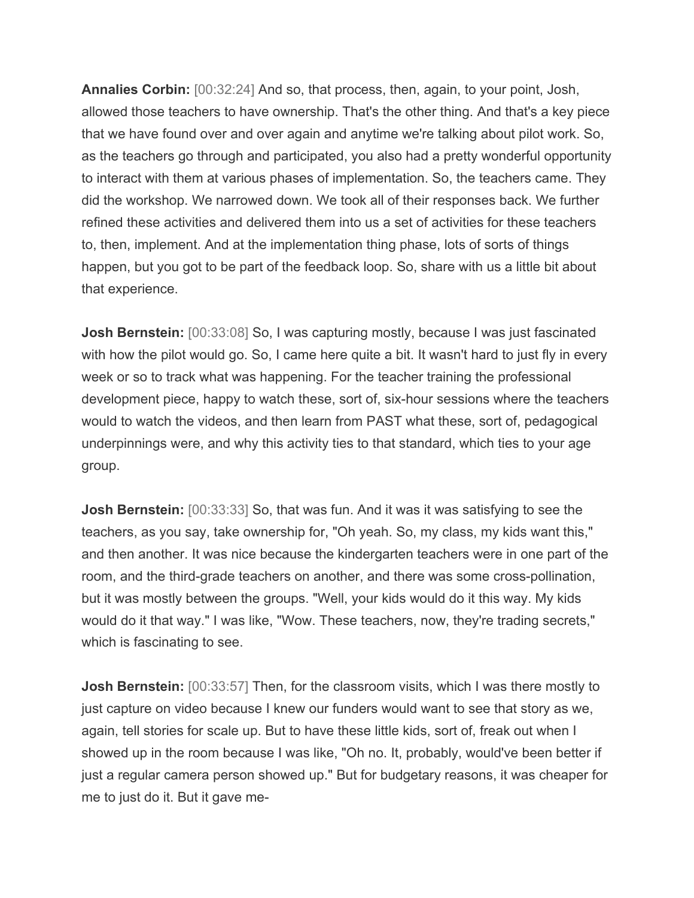**Annalies Corbin:** [00:32:24] And so, that process, then, again, to your point, Josh, allowed those teachers to have ownership. That's the other thing. And that's a key piece that we have found over and over again and anytime we're talking about pilot work. So, as the teachers go through and participated, you also had a pretty wonderful opportunity to interact with them at various phases of implementation. So, the teachers came. They did the workshop. We narrowed down. We took all of their responses back. We further refined these activities and delivered them into us a set of activities for these teachers to, then, implement. And at the implementation thing phase, lots of sorts of things happen, but you got to be part of the feedback loop. So, share with us a little bit about that experience.

**Josh Bernstein:** [00:33:08] So, I was capturing mostly, because I was just fascinated with how the pilot would go. So, I came here quite a bit. It wasn't hard to just fly in every week or so to track what was happening. For the teacher training the professional development piece, happy to watch these, sort of, six-hour sessions where the teachers would to watch the videos, and then learn from PAST what these, sort of, pedagogical underpinnings were, and why this activity ties to that standard, which ties to your age group.

**Josh Bernstein:** [00:33:33] So, that was fun. And it was it was satisfying to see the teachers, as you say, take ownership for, "Oh yeah. So, my class, my kids want this," and then another. It was nice because the kindergarten teachers were in one part of the room, and the third-grade teachers on another, and there was some cross-pollination, but it was mostly between the groups. "Well, your kids would do it this way. My kids would do it that way." I was like, "Wow. These teachers, now, they're trading secrets," which is fascinating to see.

**Josh Bernstein:** [00:33:57] Then, for the classroom visits, which I was there mostly to just capture on video because I knew our funders would want to see that story as we, again, tell stories for scale up. But to have these little kids, sort of, freak out when I showed up in the room because I was like, "Oh no. It, probably, would've been better if just a regular camera person showed up." But for budgetary reasons, it was cheaper for me to just do it. But it gave me-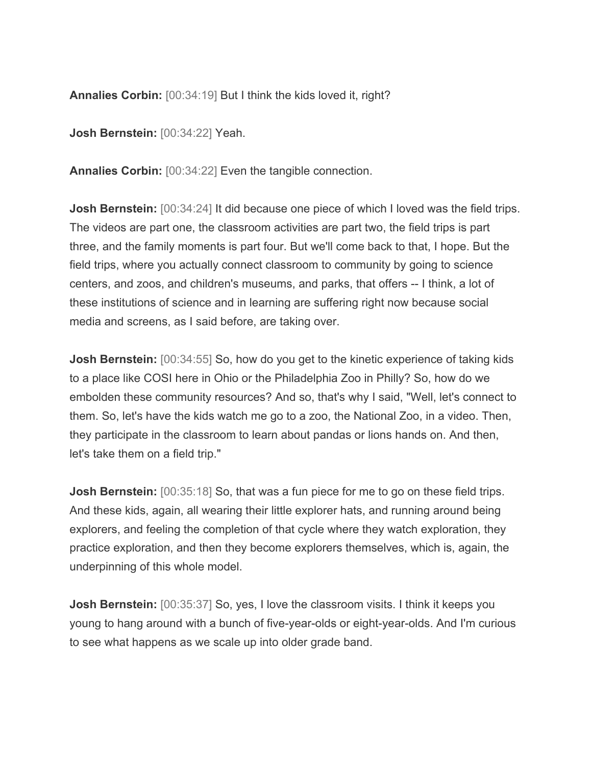**Annalies Corbin:** [00:34:19] But I think the kids loved it, right?

**Josh Bernstein:** [00:34:22] Yeah.

**Annalies Corbin:** [00:34:22] Even the tangible connection.

**Josh Bernstein:** [00:34:24] It did because one piece of which I loved was the field trips. The videos are part one, the classroom activities are part two, the field trips is part three, and the family moments is part four. But we'll come back to that, I hope. But the field trips, where you actually connect classroom to community by going to science centers, and zoos, and children's museums, and parks, that offers -- I think, a lot of these institutions of science and in learning are suffering right now because social media and screens, as I said before, are taking over.

**Josh Bernstein:** [00:34:55] So, how do you get to the kinetic experience of taking kids to a place like COSI here in Ohio or the Philadelphia Zoo in Philly? So, how do we embolden these community resources? And so, that's why I said, "Well, let's connect to them. So, let's have the kids watch me go to a zoo, the National Zoo, in a video. Then, they participate in the classroom to learn about pandas or lions hands on. And then, let's take them on a field trip."

**Josh Bernstein:** [00:35:18] So, that was a fun piece for me to go on these field trips. And these kids, again, all wearing their little explorer hats, and running around being explorers, and feeling the completion of that cycle where they watch exploration, they practice exploration, and then they become explorers themselves, which is, again, the underpinning of this whole model.

**Josh Bernstein:** [00:35:37] So, yes, I love the classroom visits. I think it keeps you young to hang around with a bunch of five-year-olds or eight-year-olds. And I'm curious to see what happens as we scale up into older grade band.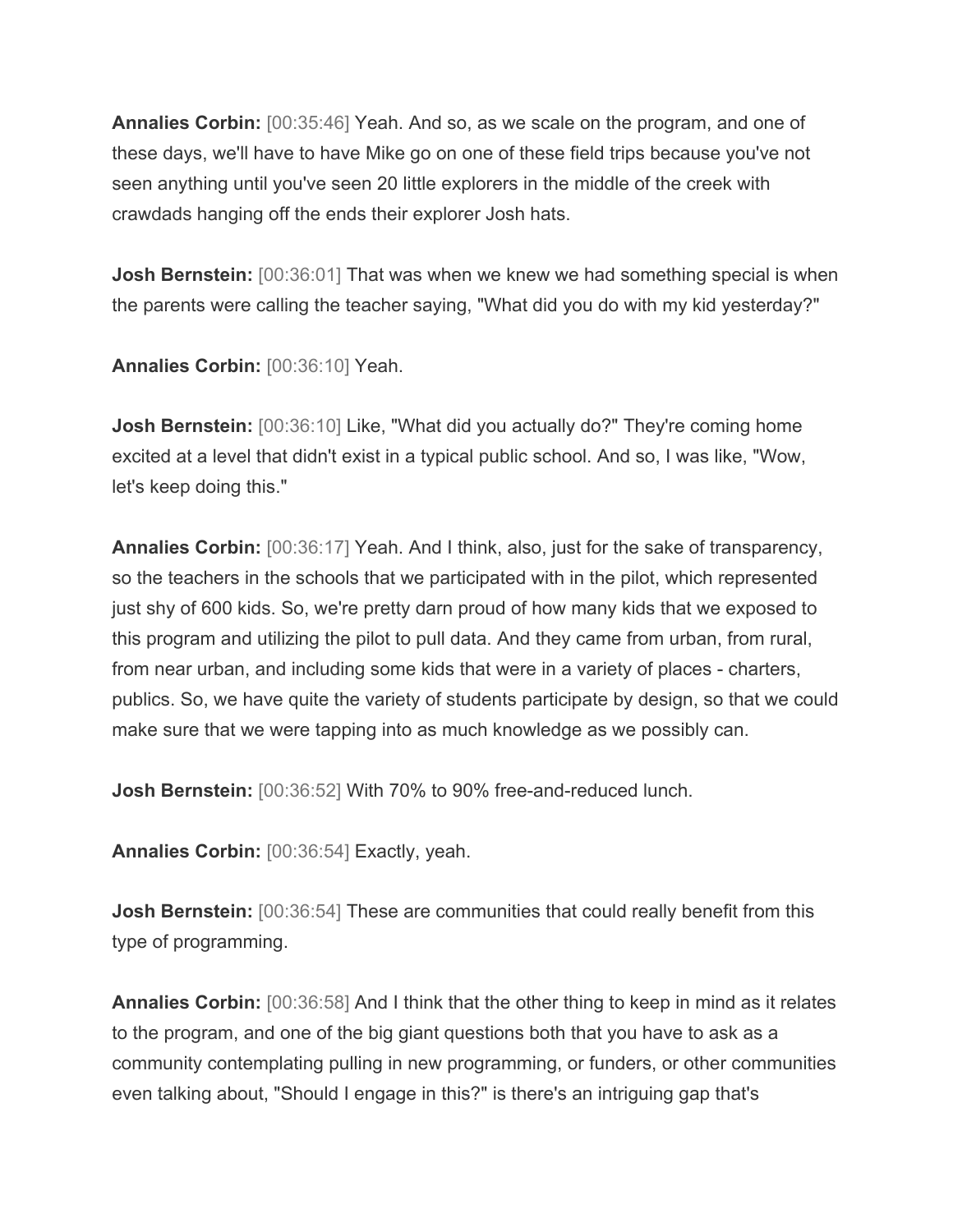**Annalies Corbin:** [00:35:46] Yeah. And so, as we scale on the program, and one of these days, we'll have to have Mike go on one of these field trips because you've not seen anything until you've seen 20 little explorers in the middle of the creek with crawdads hanging off the ends their explorer Josh hats.

**Josh Bernstein:** [00:36:01] That was when we knew we had something special is when the parents were calling the teacher saying, "What did you do with my kid yesterday?"

**Annalies Corbin:** [00:36:10] Yeah.

**Josh Bernstein:** [00:36:10] Like, "What did you actually do?" They're coming home excited at a level that didn't exist in a typical public school. And so, I was like, "Wow, let's keep doing this."

**Annalies Corbin:** [00:36:17] Yeah. And I think, also, just for the sake of transparency, so the teachers in the schools that we participated with in the pilot, which represented just shy of 600 kids. So, we're pretty darn proud of how many kids that we exposed to this program and utilizing the pilot to pull data. And they came from urban, from rural, from near urban, and including some kids that were in a variety of places - charters, publics. So, we have quite the variety of students participate by design, so that we could make sure that we were tapping into as much knowledge as we possibly can.

**Josh Bernstein:** [00:36:52] With 70% to 90% free-and-reduced lunch.

**Annalies Corbin:** [00:36:54] Exactly, yeah.

**Josh Bernstein:** [00:36:54] These are communities that could really benefit from this type of programming.

**Annalies Corbin:** [00:36:58] And I think that the other thing to keep in mind as it relates to the program, and one of the big giant questions both that you have to ask as a community contemplating pulling in new programming, or funders, or other communities even talking about, "Should I engage in this?" is there's an intriguing gap that's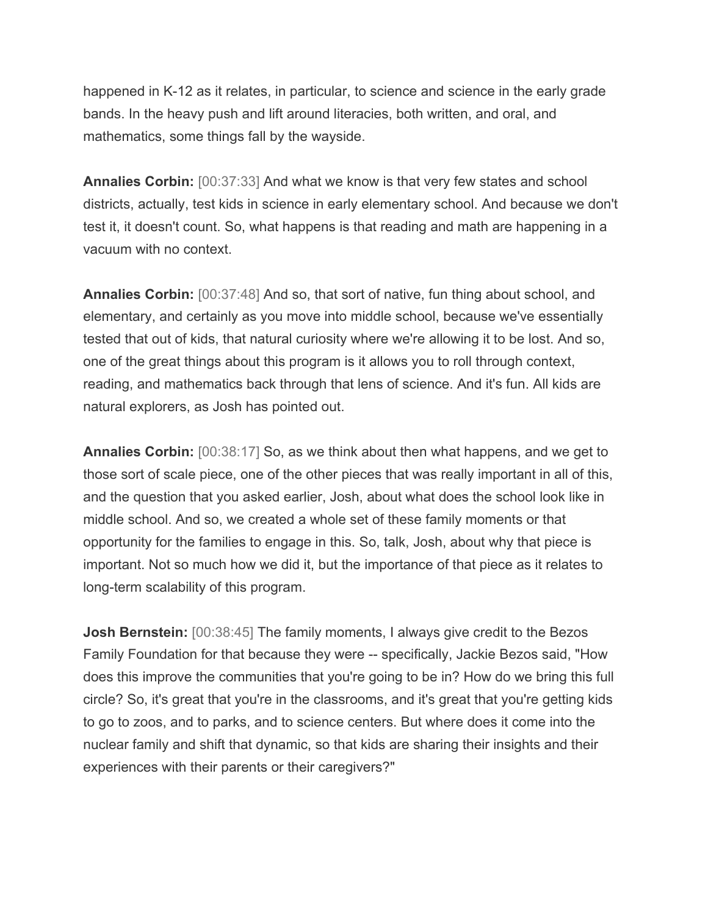happened in K-12 as it relates, in particular, to science and science in the early grade bands. In the heavy push and lift around literacies, both written, and oral, and mathematics, some things fall by the wayside.

**Annalies Corbin:** [00:37:33] And what we know is that very few states and school districts, actually, test kids in science in early elementary school. And because we don't test it, it doesn't count. So, what happens is that reading and math are happening in a vacuum with no context.

**Annalies Corbin:** [00:37:48] And so, that sort of native, fun thing about school, and elementary, and certainly as you move into middle school, because we've essentially tested that out of kids, that natural curiosity where we're allowing it to be lost. And so, one of the great things about this program is it allows you to roll through context, reading, and mathematics back through that lens of science. And it's fun. All kids are natural explorers, as Josh has pointed out.

**Annalies Corbin:** [00:38:17] So, as we think about then what happens, and we get to those sort of scale piece, one of the other pieces that was really important in all of this, and the question that you asked earlier, Josh, about what does the school look like in middle school. And so, we created a whole set of these family moments or that opportunity for the families to engage in this. So, talk, Josh, about why that piece is important. Not so much how we did it, but the importance of that piece as it relates to long-term scalability of this program.

**Josh Bernstein:** [00:38:45] The family moments, I always give credit to the Bezos Family Foundation for that because they were -- specifically, Jackie Bezos said, "How does this improve the communities that you're going to be in? How do we bring this full circle? So, it's great that you're in the classrooms, and it's great that you're getting kids to go to zoos, and to parks, and to science centers. But where does it come into the nuclear family and shift that dynamic, so that kids are sharing their insights and their experiences with their parents or their caregivers?"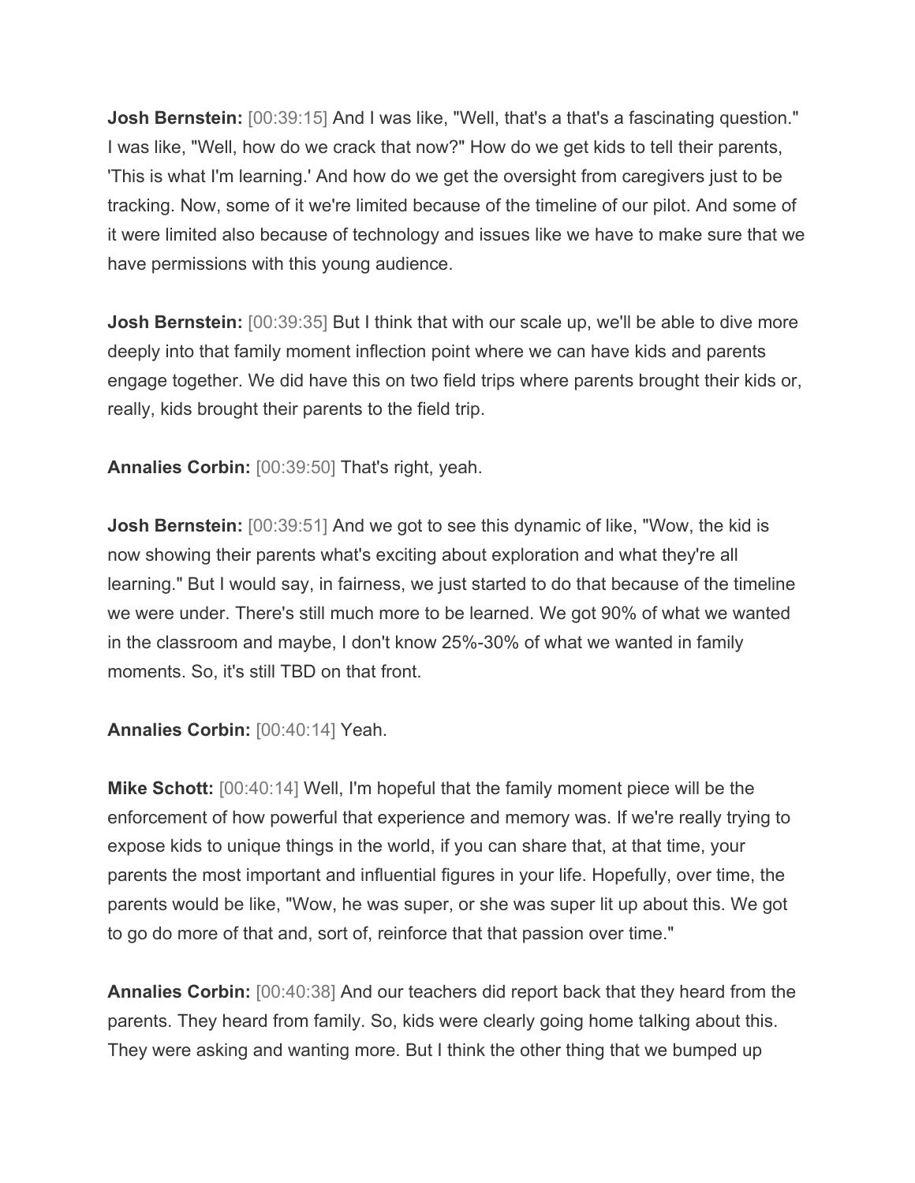**Josh Bernstein:** [00:39:15] And I was like, "Well, that's a that's a fascinating question." I was like, "Well, how do we crack that now?" How do we get kids to tell their parents, 'This is what I'm learning.' And how do we get the oversight from caregivers just to be tracking. Now, some of it we're limited because of the timeline of our pilot. And some of it were limited also because of technology and issues like we have to make sure that we have permissions with this young audience.

**Josh Bernstein:** [00:39:35] But I think that with our scale up, we'll be able to dive more deeply into that family moment inflection point where we can have kids and parents engage together. We did have this on two field trips where parents brought their kids or, really, kids brought their parents to the field trip.

**Annalies Corbin:** [00:39:50] That's right, yeah.

**Josh Bernstein:** [00:39:51] And we got to see this dynamic of like, "Wow, the kid is now showing their parents what's exciting about exploration and what they're all learning." But I would say, in fairness, we just started to do that because of the timeline we were under. There's still much more to be learned. We got 90% of what we wanted in the classroom and maybe, I don't know 25%-30% of what we wanted in family moments. So, it's still TBD on that front.

**Annalies Corbin:** [00:40:14] Yeah.

**Mike Schott:** [00:40:14] Well, I'm hopeful that the family moment piece will be the enforcement of how powerful that experience and memory was. If we're really trying to expose kids to unique things in the world, if you can share that, at that time, your parents the most important and influential figures in your life. Hopefully, over time, the parents would be like, "Wow, he was super, or she was super lit up about this. We got to go do more of that and, sort of, reinforce that that passion over time."

**Annalies Corbin:** [00:40:38] And our teachers did report back that they heard from the parents. They heard from family. So, kids were clearly going home talking about this. They were asking and wanting more. But I think the other thing that we bumped up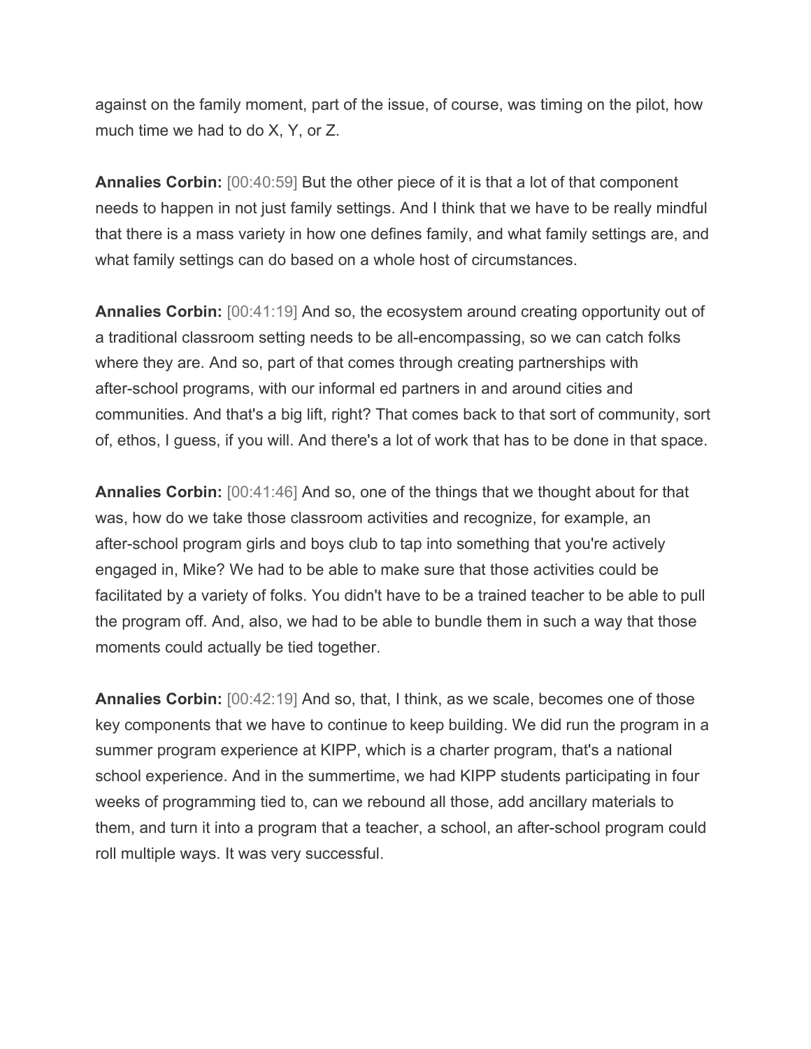against on the family moment, part of the issue, of course, was timing on the pilot, how much time we had to do X, Y, or Z.

**Annalies Corbin:** [00:40:59] But the other piece of it is that a lot of that component needs to happen in not just family settings. And I think that we have to be really mindful that there is a mass variety in how one defines family, and what family settings are, and what family settings can do based on a whole host of circumstances.

**Annalies Corbin:** [00:41:19] And so, the ecosystem around creating opportunity out of a traditional classroom setting needs to be all-encompassing, so we can catch folks where they are. And so, part of that comes through creating partnerships with after-school programs, with our informal ed partners in and around cities and communities. And that's a big lift, right? That comes back to that sort of community, sort of, ethos, I guess, if you will. And there's a lot of work that has to be done in that space.

**Annalies Corbin:** [00:41:46] And so, one of the things that we thought about for that was, how do we take those classroom activities and recognize, for example, an after-school program girls and boys club to tap into something that you're actively engaged in, Mike? We had to be able to make sure that those activities could be facilitated by a variety of folks. You didn't have to be a trained teacher to be able to pull the program off. And, also, we had to be able to bundle them in such a way that those moments could actually be tied together.

**Annalies Corbin:** [00:42:19] And so, that, I think, as we scale, becomes one of those key components that we have to continue to keep building. We did run the program in a summer program experience at KIPP, which is a charter program, that's a national school experience. And in the summertime, we had KIPP students participating in four weeks of programming tied to, can we rebound all those, add ancillary materials to them, and turn it into a program that a teacher, a school, an after-school program could roll multiple ways. It was very successful.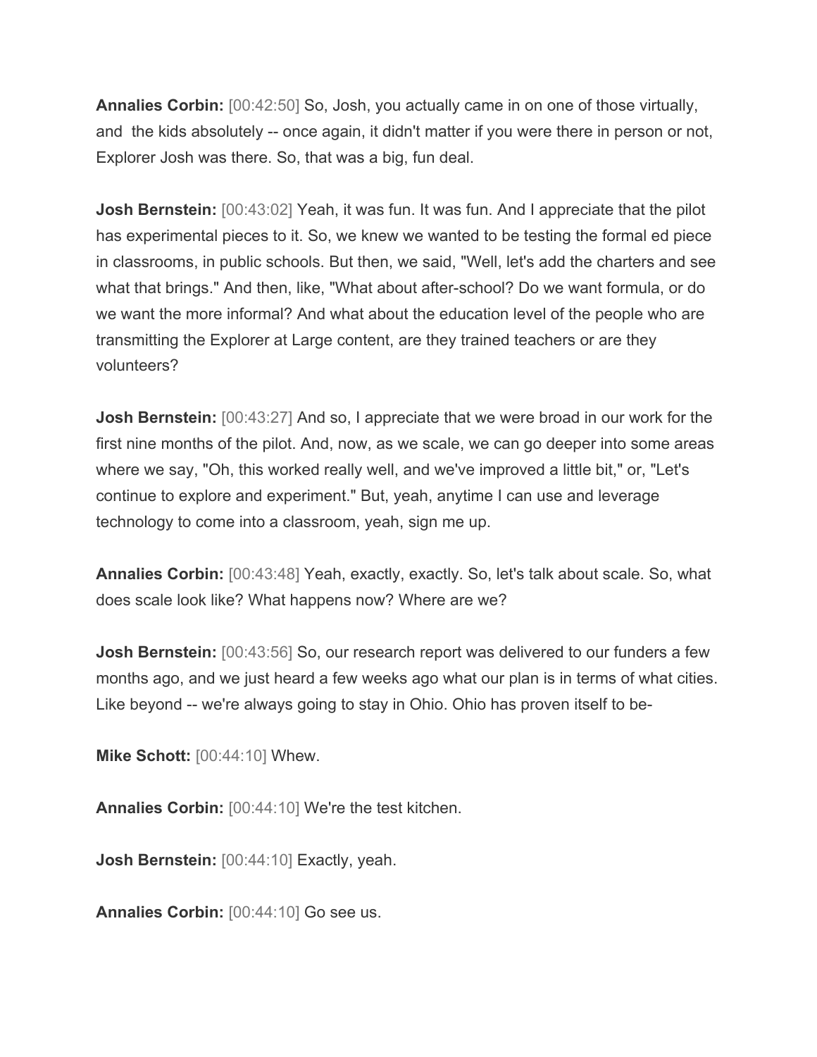**Annalies Corbin:** [00:42:50] So, Josh, you actually came in on one of those virtually, and the kids absolutely -- once again, it didn't matter if you were there in person or not, Explorer Josh was there. So, that was a big, fun deal.

**Josh Bernstein:** [00:43:02] Yeah, it was fun. It was fun. And I appreciate that the pilot has experimental pieces to it. So, we knew we wanted to be testing the formal ed piece in classrooms, in public schools. But then, we said, "Well, let's add the charters and see what that brings." And then, like, "What about after-school? Do we want formula, or do we want the more informal? And what about the education level of the people who are transmitting the Explorer at Large content, are they trained teachers or are they volunteers?

**Josh Bernstein:** [00:43:27] And so, I appreciate that we were broad in our work for the first nine months of the pilot. And, now, as we scale, we can go deeper into some areas where we say, "Oh, this worked really well, and we've improved a little bit," or, "Let's continue to explore and experiment." But, yeah, anytime I can use and leverage technology to come into a classroom, yeah, sign me up.

**Annalies Corbin:** [00:43:48] Yeah, exactly, exactly. So, let's talk about scale. So, what does scale look like? What happens now? Where are we?

**Josh Bernstein:** [00:43:56] So, our research report was delivered to our funders a few months ago, and we just heard a few weeks ago what our plan is in terms of what cities. Like beyond -- we're always going to stay in Ohio. Ohio has proven itself to be-

**Mike Schott:** [00:44:10] Whew.

**Annalies Corbin:** [00:44:10] We're the test kitchen.

**Josh Bernstein:** [00:44:10] Exactly, yeah.

**Annalies Corbin:** [00:44:10] Go see us.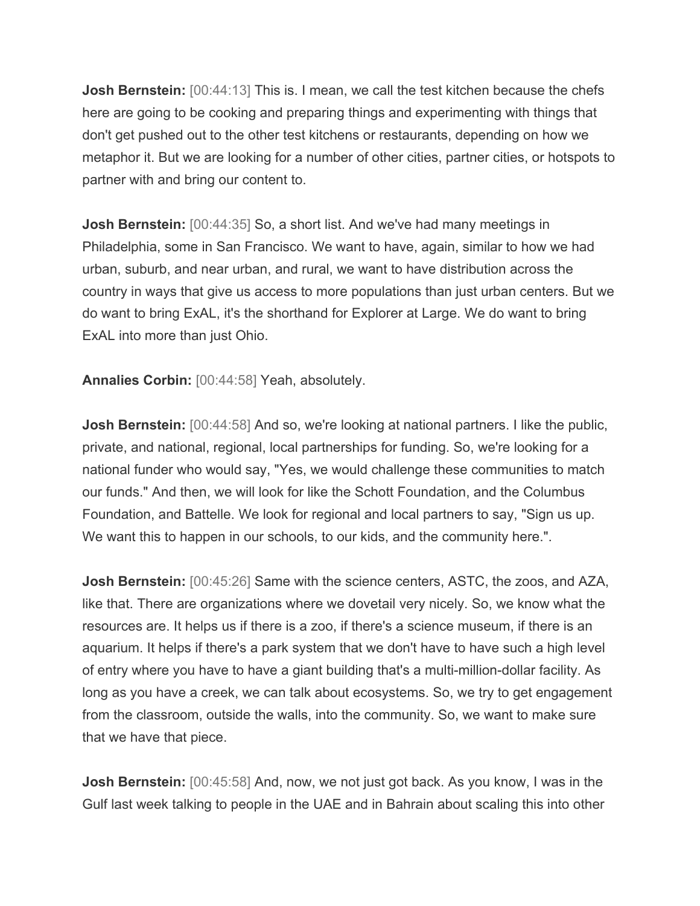**Josh Bernstein:** [00:44:13] This is. I mean, we call the test kitchen because the chefs here are going to be cooking and preparing things and experimenting with things that don't get pushed out to the other test kitchens or restaurants, depending on how we metaphor it. But we are looking for a number of other cities, partner cities, or hotspots to partner with and bring our content to.

**Josh Bernstein:** [00:44:35] So, a short list. And we've had many meetings in Philadelphia, some in San Francisco. We want to have, again, similar to how we had urban, suburb, and near urban, and rural, we want to have distribution across the country in ways that give us access to more populations than just urban centers. But we do want to bring ExAL, it's the shorthand for Explorer at Large. We do want to bring ExAL into more than just Ohio.

**Annalies Corbin:** [00:44:58] Yeah, absolutely.

**Josh Bernstein:** [00:44:58] And so, we're looking at national partners. I like the public, private, and national, regional, local partnerships for funding. So, we're looking for a national funder who would say, "Yes, we would challenge these communities to match our funds." And then, we will look for like the Schott Foundation, and the Columbus Foundation, and Battelle. We look for regional and local partners to say, "Sign us up. We want this to happen in our schools, to our kids, and the community here.".

**Josh Bernstein:** [00:45:26] Same with the science centers, ASTC, the zoos, and AZA, like that. There are organizations where we dovetail very nicely. So, we know what the resources are. It helps us if there is a zoo, if there's a science museum, if there is an aquarium. It helps if there's a park system that we don't have to have such a high level of entry where you have to have a giant building that's a multi-million-dollar facility. As long as you have a creek, we can talk about ecosystems. So, we try to get engagement from the classroom, outside the walls, into the community. So, we want to make sure that we have that piece.

**Josh Bernstein:** [00:45:58] And, now, we not just got back. As you know, I was in the Gulf last week talking to people in the UAE and in Bahrain about scaling this into other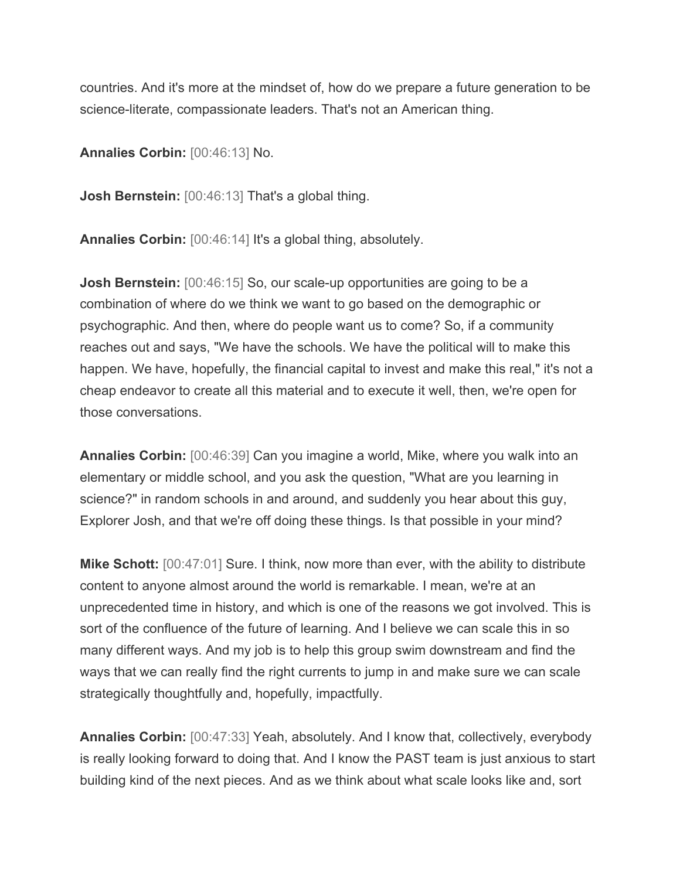countries. And it's more at the mindset of, how do we prepare a future generation to be science-literate, compassionate leaders. That's not an American thing.

**Annalies Corbin:** [00:46:13] No.

**Josh Bernstein:** [00:46:13] That's a global thing.

**Annalies Corbin:** [00:46:14] It's a global thing, absolutely.

**Josh Bernstein:** [00:46:15] So, our scale-up opportunities are going to be a combination of where do we think we want to go based on the demographic or psychographic. And then, where do people want us to come? So, if a community reaches out and says, "We have the schools. We have the political will to make this happen. We have, hopefully, the financial capital to invest and make this real," it's not a cheap endeavor to create all this material and to execute it well, then, we're open for those conversations.

**Annalies Corbin:** [00:46:39] Can you imagine a world, Mike, where you walk into an elementary or middle school, and you ask the question, "What are you learning in science?" in random schools in and around, and suddenly you hear about this guy, Explorer Josh, and that we're off doing these things. Is that possible in your mind?

**Mike Schott:** [00:47:01] Sure. I think, now more than ever, with the ability to distribute content to anyone almost around the world is remarkable. I mean, we're at an unprecedented time in history, and which is one of the reasons we got involved. This is sort of the confluence of the future of learning. And I believe we can scale this in so many different ways. And my job is to help this group swim downstream and find the ways that we can really find the right currents to jump in and make sure we can scale strategically thoughtfully and, hopefully, impactfully.

**Annalies Corbin:** [00:47:33] Yeah, absolutely. And I know that, collectively, everybody is really looking forward to doing that. And I know the PAST team is just anxious to start building kind of the next pieces. And as we think about what scale looks like and, sort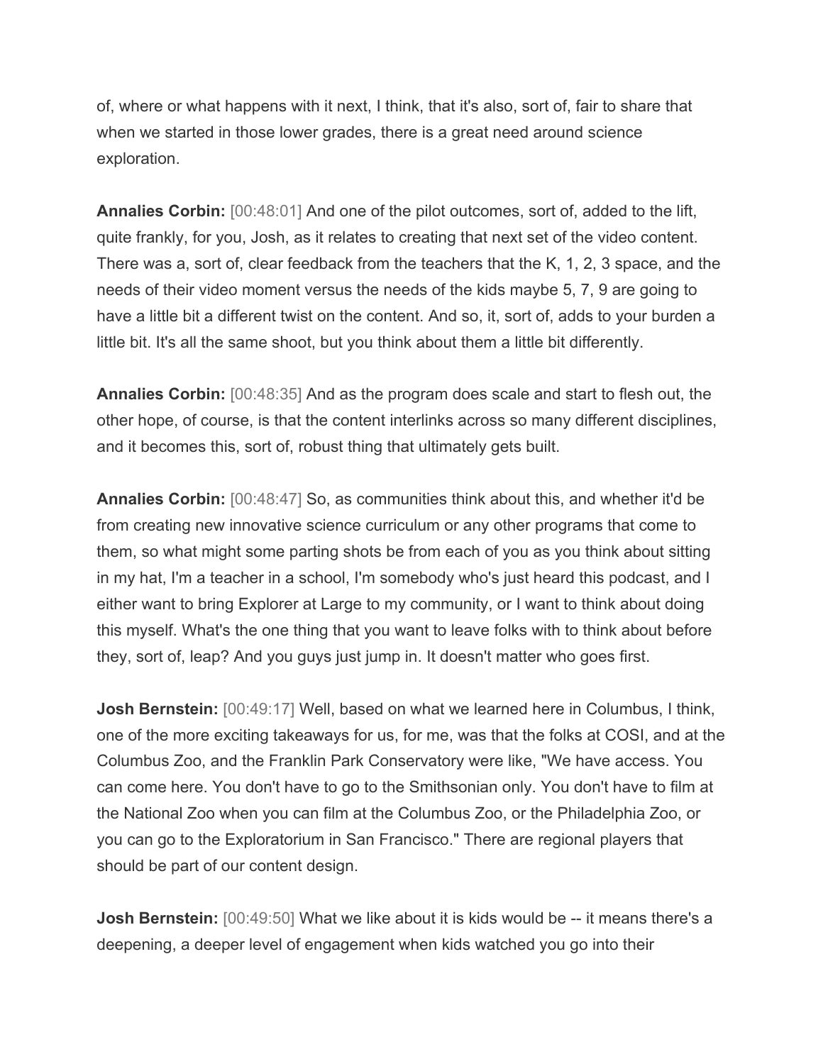of, where or what happens with it next, I think, that it's also, sort of, fair to share that when we started in those lower grades, there is a great need around science exploration.

**Annalies Corbin:** [00:48:01] And one of the pilot outcomes, sort of, added to the lift, quite frankly, for you, Josh, as it relates to creating that next set of the video content. There was a, sort of, clear feedback from the teachers that the K, 1, 2, 3 space, and the needs of their video moment versus the needs of the kids maybe 5, 7, 9 are going to have a little bit a different twist on the content. And so, it, sort of, adds to your burden a little bit. It's all the same shoot, but you think about them a little bit differently.

**Annalies Corbin:** [00:48:35] And as the program does scale and start to flesh out, the other hope, of course, is that the content interlinks across so many different disciplines, and it becomes this, sort of, robust thing that ultimately gets built.

**Annalies Corbin:** [00:48:47] So, as communities think about this, and whether it'd be from creating new innovative science curriculum or any other programs that come to them, so what might some parting shots be from each of you as you think about sitting in my hat, I'm a teacher in a school, I'm somebody who's just heard this podcast, and I either want to bring Explorer at Large to my community, or I want to think about doing this myself. What's the one thing that you want to leave folks with to think about before they, sort of, leap? And you guys just jump in. It doesn't matter who goes first.

**Josh Bernstein:** [00:49:17] Well, based on what we learned here in Columbus, I think, one of the more exciting takeaways for us, for me, was that the folks at COSI, and at the Columbus Zoo, and the Franklin Park Conservatory were like, "We have access. You can come here. You don't have to go to the Smithsonian only. You don't have to film at the National Zoo when you can film at the Columbus Zoo, or the Philadelphia Zoo, or you can go to the Exploratorium in San Francisco." There are regional players that should be part of our content design.

**Josh Bernstein:** [00:49:50] What we like about it is kids would be -- it means there's a deepening, a deeper level of engagement when kids watched you go into their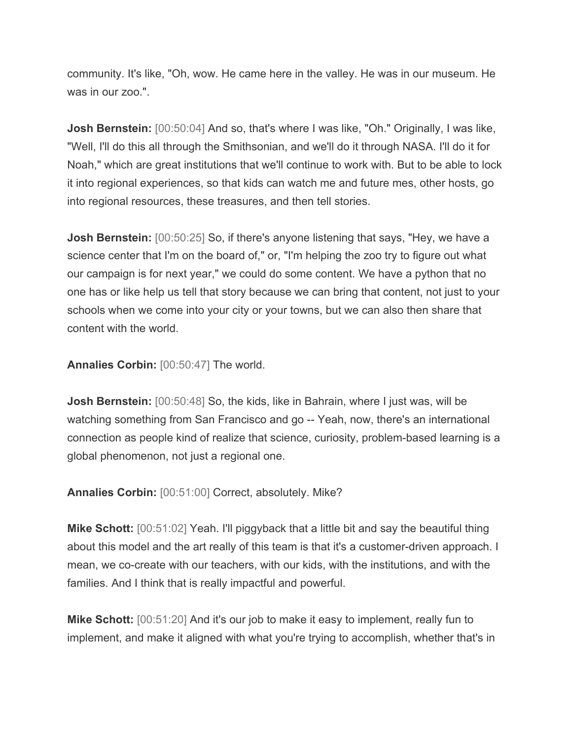community. It's like, "Oh, wow. He came here in the valley. He was in our museum. He was in our zoo.".

**Josh Bernstein:** [00:50:04] And so, that's where I was like, "Oh." Originally, I was like, "Well, I'll do this all through the Smithsonian, and we'll do it through NASA. I'll do it for Noah," which are great institutions that we'll continue to work with. But to be able to lock it into regional experiences, so that kids can watch me and future mes, other hosts, go into regional resources, these treasures, and then tell stories.

**Josh Bernstein:** [00:50:25] So, if there's anyone listening that says, "Hey, we have a science center that I'm on the board of," or, "I'm helping the zoo try to figure out what our campaign is for next year," we could do some content. We have a python that no one has or like help us tell that story because we can bring that content, not just to your schools when we come into your city or your towns, but we can also then share that content with the world.

**Annalies Corbin:** [00:50:47] The world.

**Josh Bernstein:** [00:50:48] So, the kids, like in Bahrain, where I just was, will be watching something from San Francisco and go -- Yeah, now, there's an international connection as people kind of realize that science, curiosity, problem-based learning is a global phenomenon, not just a regional one.

**Annalies Corbin:** [00:51:00] Correct, absolutely. Mike?

**Mike Schott:** [00:51:02] Yeah. I'll piggyback that a little bit and say the beautiful thing about this model and the art really of this team is that it's a customer-driven approach. I mean, we co-create with our teachers, with our kids, with the institutions, and with the families. And I think that is really impactful and powerful.

**Mike Schott:** [00:51:20] And it's our job to make it easy to implement, really fun to implement, and make it aligned with what you're trying to accomplish, whether that's in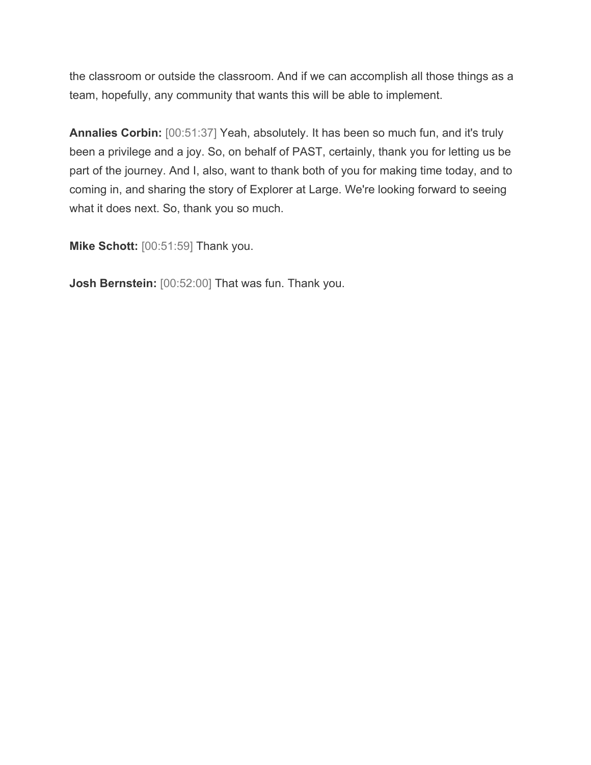the classroom or outside the classroom. And if we can accomplish all those things as a team, hopefully, any community that wants this will be able to implement.

**Annalies Corbin:** [00:51:37] Yeah, absolutely. It has been so much fun, and it's truly been a privilege and a joy. So, on behalf of PAST, certainly, thank you for letting us be part of the journey. And I, also, want to thank both of you for making time today, and to coming in, and sharing the story of Explorer at Large. We're looking forward to seeing what it does next. So, thank you so much.

**Mike Schott:** [00:51:59] Thank you.

**Josh Bernstein:** [00:52:00] That was fun. Thank you.